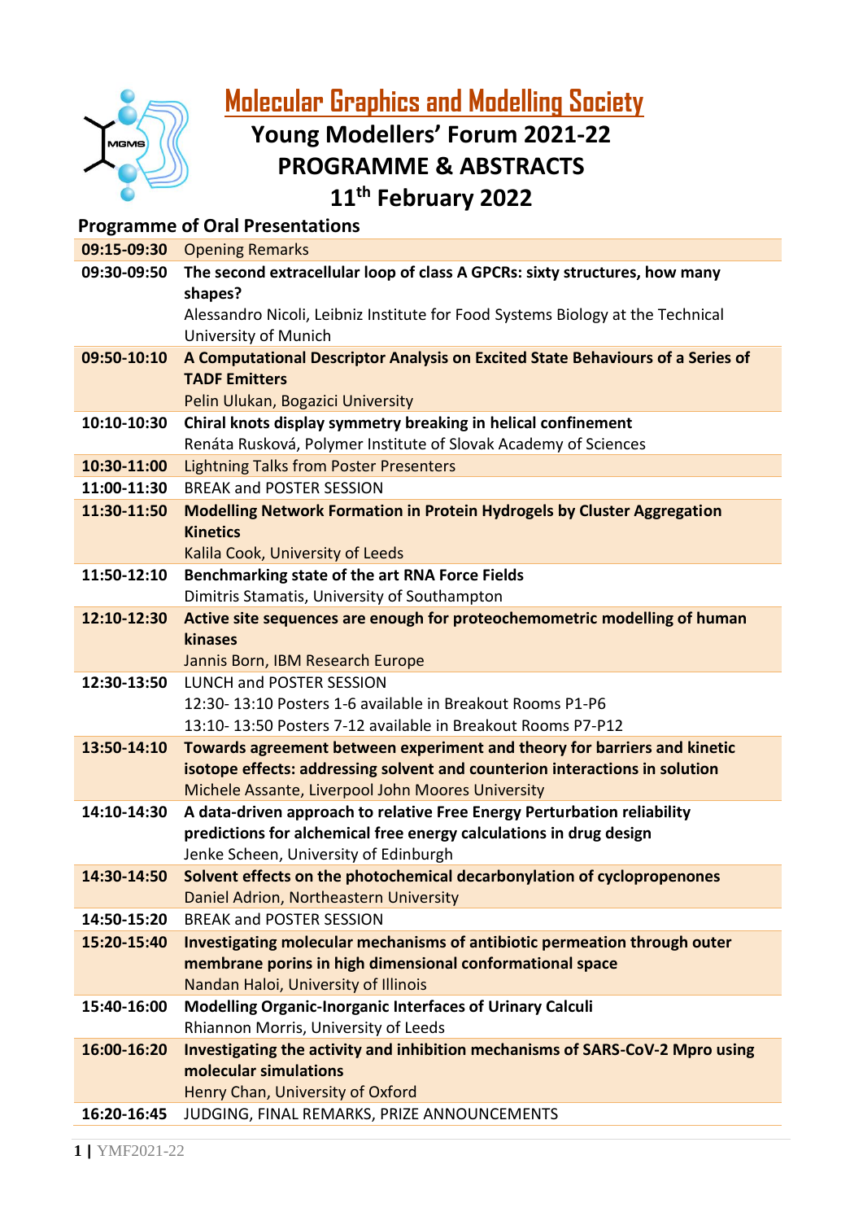# Molecular Graphics and Modelling Society

## Young Modellers' Forum 2021-22
## PROGRAMME & ABSTRACTS
## 11th February 2022

### Programme of Oral Presentations

| Time | Session |
|---|---|
| 09:15-09:30 | Opening Remarks |
| 09:30-09:50 | **The second extracellular loop of class A GPCRs: sixty structures, how many shapes?**<br>Alessandro Nicoli, Leibniz Institute for Food Systems Biology at the Technical University of Munich |
| 09:50-10:10 | **A Computational Descriptor Analysis on Excited State Behaviours of a Series of TADF Emitters**<br>Pelin Ulukan, Bogazici University |
| 10:10-10:30 | **Chiral knots display symmetry breaking in helical confinement**<br>Renáta Rusková, Polymer Institute of Slovak Academy of Sciences |
| 10:30-11:00 | Lightning Talks from Poster Presenters |
| 11:00-11:30 | BREAK and POSTER SESSION |
| 11:30-11:50 | **Modelling Network Formation in Protein Hydrogels by Cluster Aggregation Kinetics**<br>Kalila Cook, University of Leeds |
| 11:50-12:10 | **Benchmarking state of the art RNA Force Fields**<br>Dimitris Stamatis, University of Southampton |
| 12:10-12:30 | **Active site sequences are enough for proteochemometric modelling of human kinases**<br>Jannis Born, IBM Research Europe |
| 12:30-13:50 | LUNCH and POSTER SESSION<br>12:30- 13:10 Posters 1-6 available in Breakout Rooms P1-P6<br>13:10- 13:50 Posters 7-12 available in Breakout Rooms P7-P12 |
| 13:50-14:10 | **Towards agreement between experiment and theory for barriers and kinetic isotope effects: addressing solvent and counterion interactions in solution**<br>Michele Assante, Liverpool John Moores University |
| 14:10-14:30 | **A data-driven approach to relative Free Energy Perturbation reliability predictions for alchemical free energy calculations in drug design**<br>Jenke Scheen, University of Edinburgh |
| 14:30-14:50 | **Solvent effects on the photochemical decarbonylation of cyclopropenones**<br>Daniel Adrion, Northeastern University |
| 14:50-15:20 | BREAK and POSTER SESSION |
| 15:20-15:40 | **Investigating molecular mechanisms of antibiotic permeation through outer membrane porins in high dimensional conformational space**<br>Nandan Haloi, University of Illinois |
| 15:40-16:00 | **Modelling Organic-Inorganic Interfaces of Urinary Calculi**<br>Rhiannon Morris, University of Leeds |
| 16:00-16:20 | **Investigating the activity and inhibition mechanisms of SARS-CoV-2 Mpro using molecular simulations**<br>Henry Chan, University of Oxford |
| 16:20-16:45 | JUDGING, FINAL REMARKS, PRIZE ANNOUNCEMENTS |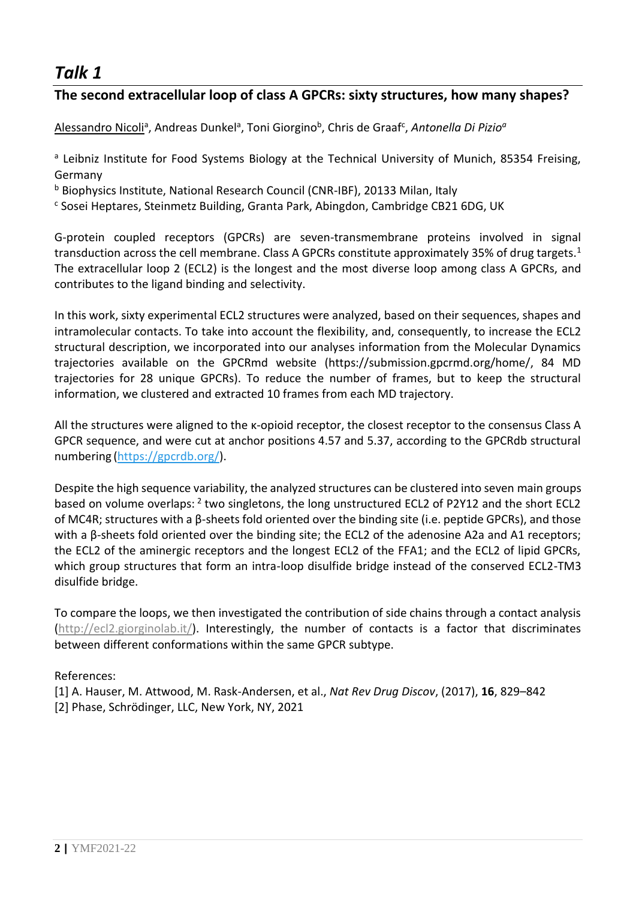# *Talk 1*

## The second extracellular loop of class A GPCRs: sixty structures, how many shapes?

Alessandro Nicoli[a], Andreas Dunkel[a], Toni Giorgino[b], Chris de Graaf[c], *Antonella Di Pizio[a]*

[a] Leibniz Institute for Food Systems Biology at the Technical University of Munich, 85354 Freising, Germany

[b] Biophysics Institute, National Research Council (CNR-IBF), 20133 Milan, Italy

[c] Sosei Heptares, Steinmetz Building, Granta Park, Abingdon, Cambridge CB21 6DG, UK

G-protein coupled receptors (GPCRs) are seven-transmembrane proteins involved in signal transduction across the cell membrane. Class A GPCRs constitute approximately 35% of drug targets.[1] The extracellular loop 2 (ECL2) is the longest and the most diverse loop among class A GPCRs, and contributes to the ligand binding and selectivity.

In this work, sixty experimental ECL2 structures were analyzed, based on their sequences, shapes and intramolecular contacts. To take into account the flexibility, and, consequently, to increase the ECL2 structural description, we incorporated into our analyses information from the Molecular Dynamics trajectories available on the GPCRmd website (https://submission.gpcrmd.org/home/, 84 MD trajectories for 28 unique GPCRs). To reduce the number of frames, but to keep the structural information, we clustered and extracted 10 frames from each MD trajectory.

All the structures were aligned to the κ-opioid receptor, the closest receptor to the consensus Class A GPCR sequence, and were cut at anchor positions 4.57 and 5.37, according to the GPCRdb structural numbering (https://gpcrdb.org/).

Despite the high sequence variability, the analyzed structures can be clustered into seven main groups based on volume overlaps: [2] two singletons, the long unstructured ECL2 of P2Y12 and the short ECL2 of MC4R; structures with a β-sheets fold oriented over the binding site (i.e. peptide GPCRs), and those with a β-sheets fold oriented over the binding site; the ECL2 of the adenosine A2a and A1 receptors; the ECL2 of the aminergic receptors and the longest ECL2 of the FFA1; and the ECL2 of lipid GPCRs, which group structures that form an intra-loop disulfide bridge instead of the conserved ECL2-TM3 disulfide bridge.

To compare the loops, we then investigated the contribution of side chains through a contact analysis (http://ecl2.giorginolab.it/). Interestingly, the number of contacts is a factor that discriminates between different conformations within the same GPCR subtype.

References:

[1] A. Hauser, M. Attwood, M. Rask-Andersen, et al., *Nat Rev Drug Discov*, (2017), **16**, 829–842

[2] Phase, Schrödinger, LLC, New York, NY, 2021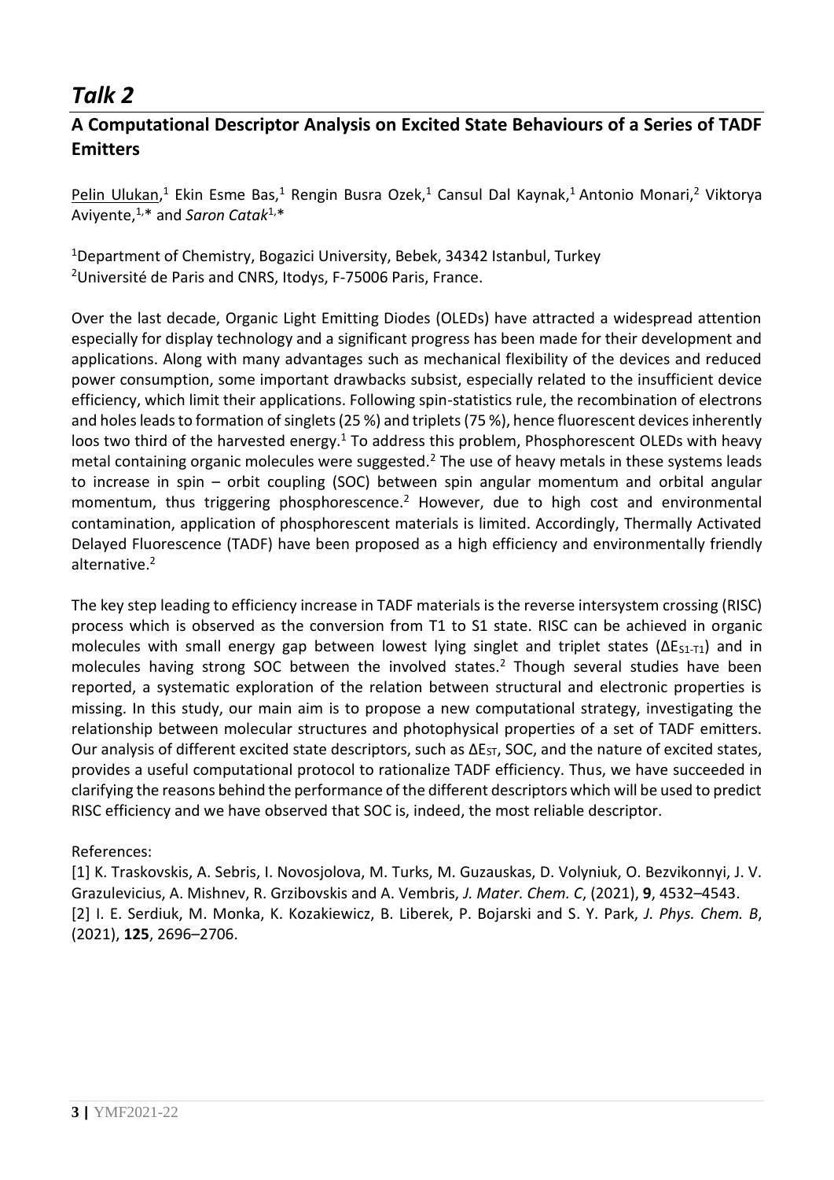# *Talk 2*

## A Computational Descriptor Analysis on Excited State Behaviours of a Series of TADF Emitters

Pelin Ulukan,[1] Ekin Esme Bas,[1] Rengin Busra Ozek,[1] Cansul Dal Kaynak,[1] Antonio Monari,[2] Viktorya Aviyente,[1,*] and *Saron Catak*[1,*]

[1]Department of Chemistry, Bogazici University, Bebek, 34342 Istanbul, Turkey
[2]Université de Paris and CNRS, Itodys, F-75006 Paris, France.

Over the last decade, Organic Light Emitting Diodes (OLEDs) have attracted a widespread attention especially for display technology and a significant progress has been made for their development and applications. Along with many advantages such as mechanical flexibility of the devices and reduced power consumption, some important drawbacks subsist, especially related to the insufficient device efficiency, which limit their applications. Following spin-statistics rule, the recombination of electrons and holes leads to formation of singlets (25 %) and triplets (75 %), hence fluorescent devices inherently loos two third of the harvested energy.[1] To address this problem, Phosphorescent OLEDs with heavy metal containing organic molecules were suggested.[2] The use of heavy metals in these systems leads to increase in spin – orbit coupling (SOC) between spin angular momentum and orbital angular momentum, thus triggering phosphorescence.[2] However, due to high cost and environmental contamination, application of phosphorescent materials is limited. Accordingly, Thermally Activated Delayed Fluorescence (TADF) have been proposed as a high efficiency and environmentally friendly alternative.[2]

The key step leading to efficiency increase in TADF materials is the reverse intersystem crossing (RISC) process which is observed as the conversion from T1 to S1 state. RISC can be achieved in organic molecules with small energy gap between lowest lying singlet and triplet states ($\Delta E_{S1-T1}$) and in molecules having strong SOC between the involved states.[2] Though several studies have been reported, a systematic exploration of the relation between structural and electronic properties is missing. In this study, our main aim is to propose a new computational strategy, investigating the relationship between molecular structures and photophysical properties of a set of TADF emitters. Our analysis of different excited state descriptors, such as $\Delta E_{ST}$, SOC, and the nature of excited states, provides a useful computational protocol to rationalize TADF efficiency. Thus, we have succeeded in clarifying the reasons behind the performance of the different descriptors which will be used to predict RISC efficiency and we have observed that SOC is, indeed, the most reliable descriptor.

References:

[1] K. Traskovskis, A. Sebris, I. Novosjolova, M. Turks, M. Guzauskas, D. Volyniuk, O. Bezvikonnyi, J. V. Grazulevicius, A. Mishnev, R. Grzibovskis and A. Vembris, *J. Mater. Chem. C*, (2021), **9**, 4532–4543.
[2] I. E. Serdiuk, M. Monka, K. Kozakiewicz, B. Liberek, P. Bojarski and S. Y. Park, *J. Phys. Chem. B*, (2021), **125**, 2696–2706.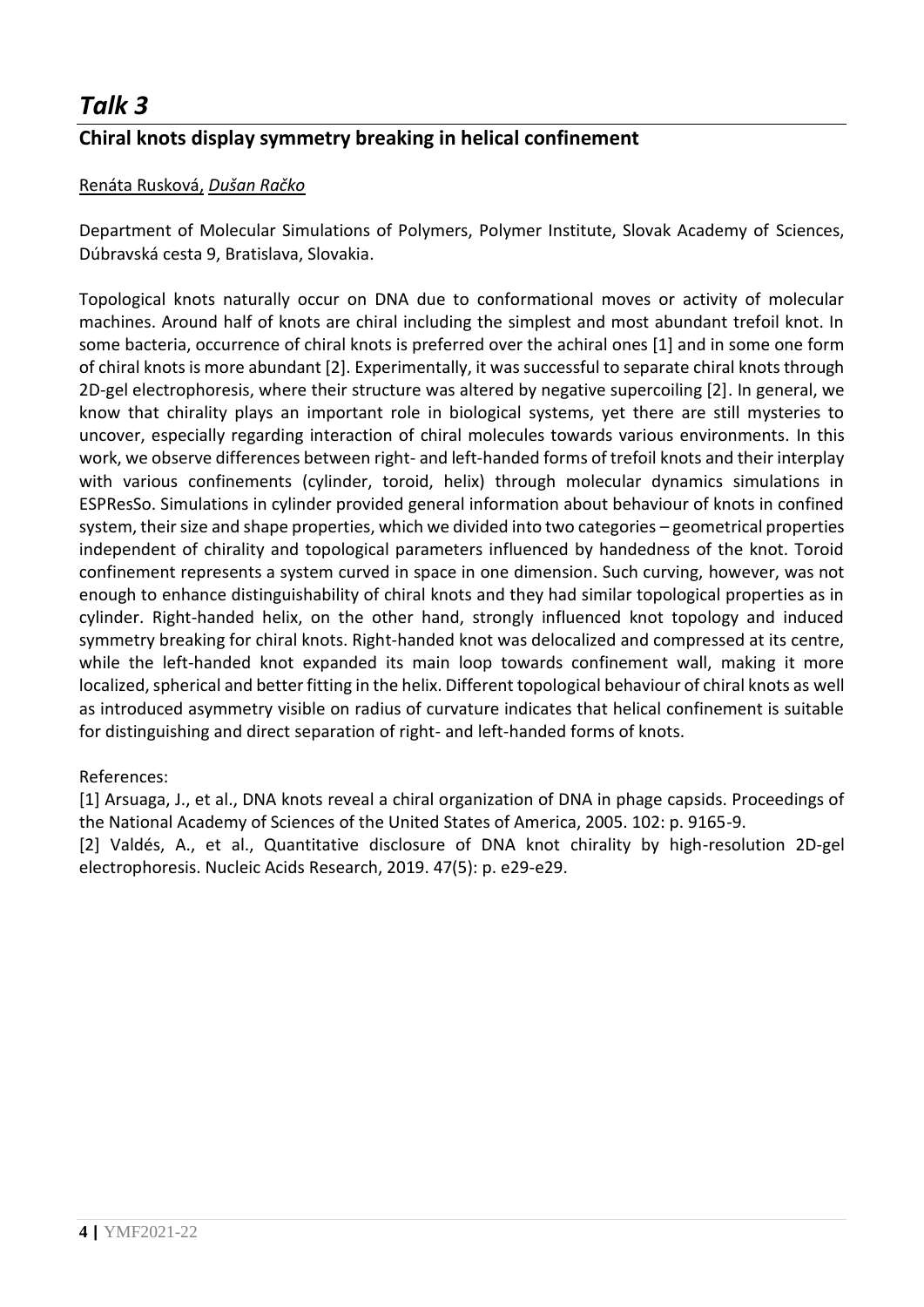# *Talk 3*

## Chiral knots display symmetry breaking in helical confinement

Renáta Rusková, *Dušan Račko*

Department of Molecular Simulations of Polymers, Polymer Institute, Slovak Academy of Sciences, Dúbravská cesta 9, Bratislava, Slovakia.

Topological knots naturally occur on DNA due to conformational moves or activity of molecular machines. Around half of knots are chiral including the simplest and most abundant trefoil knot. In some bacteria, occurrence of chiral knots is preferred over the achiral ones [1] and in some one form of chiral knots is more abundant [2]. Experimentally, it was successful to separate chiral knots through 2D-gel electrophoresis, where their structure was altered by negative supercoiling [2]. In general, we know that chirality plays an important role in biological systems, yet there are still mysteries to uncover, especially regarding interaction of chiral molecules towards various environments. In this work, we observe differences between right- and left-handed forms of trefoil knots and their interplay with various confinements (cylinder, toroid, helix) through molecular dynamics simulations in ESPResSo. Simulations in cylinder provided general information about behaviour of knots in confined system, their size and shape properties, which we divided into two categories – geometrical properties independent of chirality and topological parameters influenced by handedness of the knot. Toroid confinement represents a system curved in space in one dimension. Such curving, however, was not enough to enhance distinguishability of chiral knots and they had similar topological properties as in cylinder. Right-handed helix, on the other hand, strongly influenced knot topology and induced symmetry breaking for chiral knots. Right-handed knot was delocalized and compressed at its centre, while the left-handed knot expanded its main loop towards confinement wall, making it more localized, spherical and better fitting in the helix. Different topological behaviour of chiral knots as well as introduced asymmetry visible on radius of curvature indicates that helical confinement is suitable for distinguishing and direct separation of right- and left-handed forms of knots.

References:

[1] Arsuaga, J., et al., DNA knots reveal a chiral organization of DNA in phage capsids. Proceedings of the National Academy of Sciences of the United States of America, 2005. 102: p. 9165-9.

[2] Valdés, A., et al., Quantitative disclosure of DNA knot chirality by high-resolution 2D-gel electrophoresis. Nucleic Acids Research, 2019. 47(5): p. e29-e29.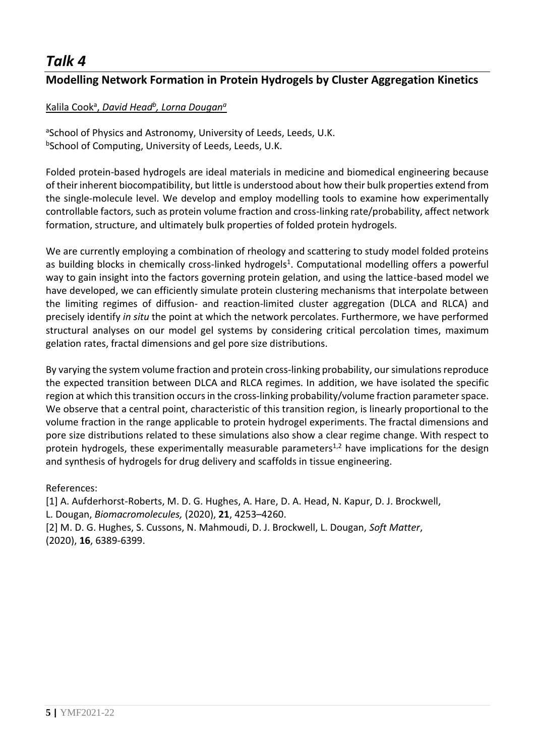# *Talk 4*

## Modelling Network Formation in Protein Hydrogels by Cluster Aggregation Kinetics

Kalila Cook[a], *David Head[b], Lorna Dougan[a]*

[a]School of Physics and Astronomy, University of Leeds, Leeds, U.K.
[b]School of Computing, University of Leeds, Leeds, U.K.

Folded protein-based hydrogels are ideal materials in medicine and biomedical engineering because of their inherent biocompatibility, but little is understood about how their bulk properties extend from the single-molecule level. We develop and employ modelling tools to examine how experimentally controllable factors, such as protein volume fraction and cross-linking rate/probability, affect network formation, structure, and ultimately bulk properties of folded protein hydrogels.

We are currently employing a combination of rheology and scattering to study model folded proteins as building blocks in chemically cross-linked hydrogels[1]. Computational modelling offers a powerful way to gain insight into the factors governing protein gelation, and using the lattice-based model we have developed, we can efficiently simulate protein clustering mechanisms that interpolate between the limiting regimes of diffusion- and reaction-limited cluster aggregation (DLCA and RLCA) and precisely identify *in situ* the point at which the network percolates. Furthermore, we have performed structural analyses on our model gel systems by considering critical percolation times, maximum gelation rates, fractal dimensions and gel pore size distributions.

By varying the system volume fraction and protein cross-linking probability, our simulations reproduce the expected transition between DLCA and RLCA regimes. In addition, we have isolated the specific region at which this transition occurs in the cross-linking probability/volume fraction parameter space. We observe that a central point, characteristic of this transition region, is linearly proportional to the volume fraction in the range applicable to protein hydrogel experiments. The fractal dimensions and pore size distributions related to these simulations also show a clear regime change. With respect to protein hydrogels, these experimentally measurable parameters[1,2] have implications for the design and synthesis of hydrogels for drug delivery and scaffolds in tissue engineering.

References:

[1] A. Aufderhorst-Roberts, M. D. G. Hughes, A. Hare, D. A. Head, N. Kapur, D. J. Brockwell, L. Dougan, *Biomacromolecules,* (2020), **21**, 4253–4260.

[2] M. D. G. Hughes, S. Cussons, N. Mahmoudi, D. J. Brockwell, L. Dougan, *Soft Matter*, (2020), **16**, 6389-6399.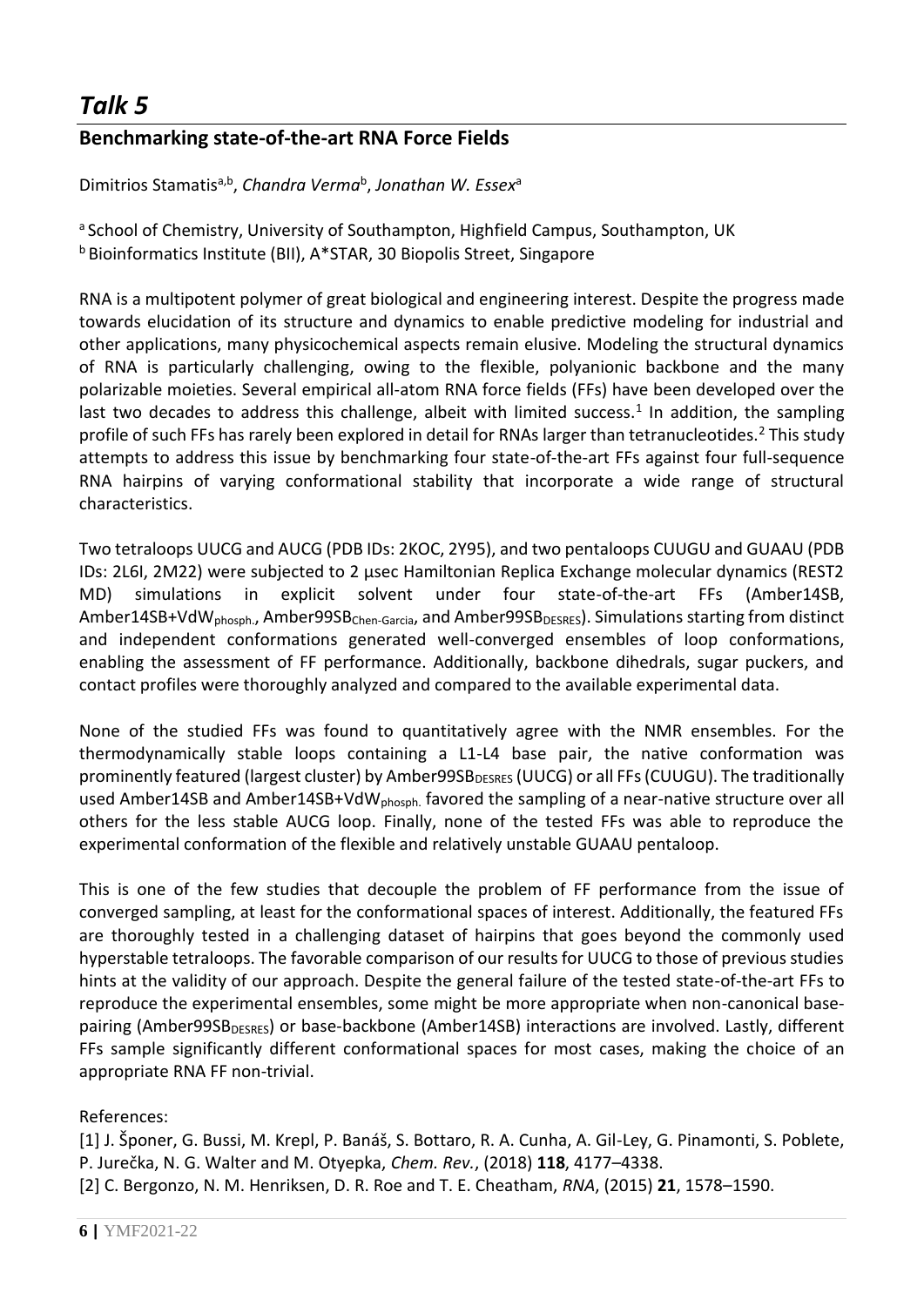# *Talk 5*

## Benchmarking state-of-the-art RNA Force Fields

Dimitrios Stamatis[a,b], *Chandra Verma*[b], *Jonathan W. Essex*[a]

[a] School of Chemistry, University of Southampton, Highfield Campus, Southampton, UK
[b] Bioinformatics Institute (BII), A*STAR, 30 Biopolis Street, Singapore

RNA is a multipotent polymer of great biological and engineering interest. Despite the progress made towards elucidation of its structure and dynamics to enable predictive modeling for industrial and other applications, many physicochemical aspects remain elusive. Modeling the structural dynamics of RNA is particularly challenging, owing to the flexible, polyanionic backbone and the many polarizable moieties. Several empirical all-atom RNA force fields (FFs) have been developed over the last two decades to address this challenge, albeit with limited success.[1] In addition, the sampling profile of such FFs has rarely been explored in detail for RNAs larger than tetranucleotides.[2] This study attempts to address this issue by benchmarking four state-of-the-art FFs against four full-sequence RNA hairpins of varying conformational stability that incorporate a wide range of structural characteristics.

Two tetraloops UUCG and AUCG (PDB IDs: 2KOC, 2Y95), and two pentaloops CUUGU and GUAAU (PDB IDs: 2L6I, 2M22) were subjected to 2 μsec Hamiltonian Replica Exchange molecular dynamics (REST2 MD) simulations in explicit solvent under four state-of-the-art FFs (Amber14SB, Amber14SB+VdW$_{phosph.}$, Amber99SB$_{Chen\text{-}Garcia}$, and Amber99SB$_{DESRES}$). Simulations starting from distinct and independent conformations generated well-converged ensembles of loop conformations, enabling the assessment of FF performance. Additionally, backbone dihedrals, sugar puckers, and contact profiles were thoroughly analyzed and compared to the available experimental data.

None of the studied FFs was found to quantitatively agree with the NMR ensembles. For the thermodynamically stable loops containing a L1-L4 base pair, the native conformation was prominently featured (largest cluster) by Amber99SB$_{DESRES}$ (UUCG) or all FFs (CUUGU). The traditionally used Amber14SB and Amber14SB+VdW$_{phosph.}$ favored the sampling of a near-native structure over all others for the less stable AUCG loop. Finally, none of the tested FFs was able to reproduce the experimental conformation of the flexible and relatively unstable GUAAU pentaloop.

This is one of the few studies that decouple the problem of FF performance from the issue of converged sampling, at least for the conformational spaces of interest. Additionally, the featured FFs are thoroughly tested in a challenging dataset of hairpins that goes beyond the commonly used hyperstable tetraloops. The favorable comparison of our results for UUCG to those of previous studies hints at the validity of our approach. Despite the general failure of the tested state-of-the-art FFs to reproduce the experimental ensembles, some might be more appropriate when non-canonical base-pairing (Amber99SB$_{DESRES}$) or base-backbone (Amber14SB) interactions are involved. Lastly, different FFs sample significantly different conformational spaces for most cases, making the choice of an appropriate RNA FF non-trivial.

References:

[1] J. Šponer, G. Bussi, M. Krepl, P. Banáš, S. Bottaro, R. A. Cunha, A. Gil-Ley, G. Pinamonti, S. Poblete, P. Jurečka, N. G. Walter and M. Otyepka, *Chem. Rev.*, (2018) **118**, 4177–4338.
[2] C. Bergonzo, N. M. Henriksen, D. R. Roe and T. E. Cheatham, *RNA*, (2015) **21**, 1578–1590.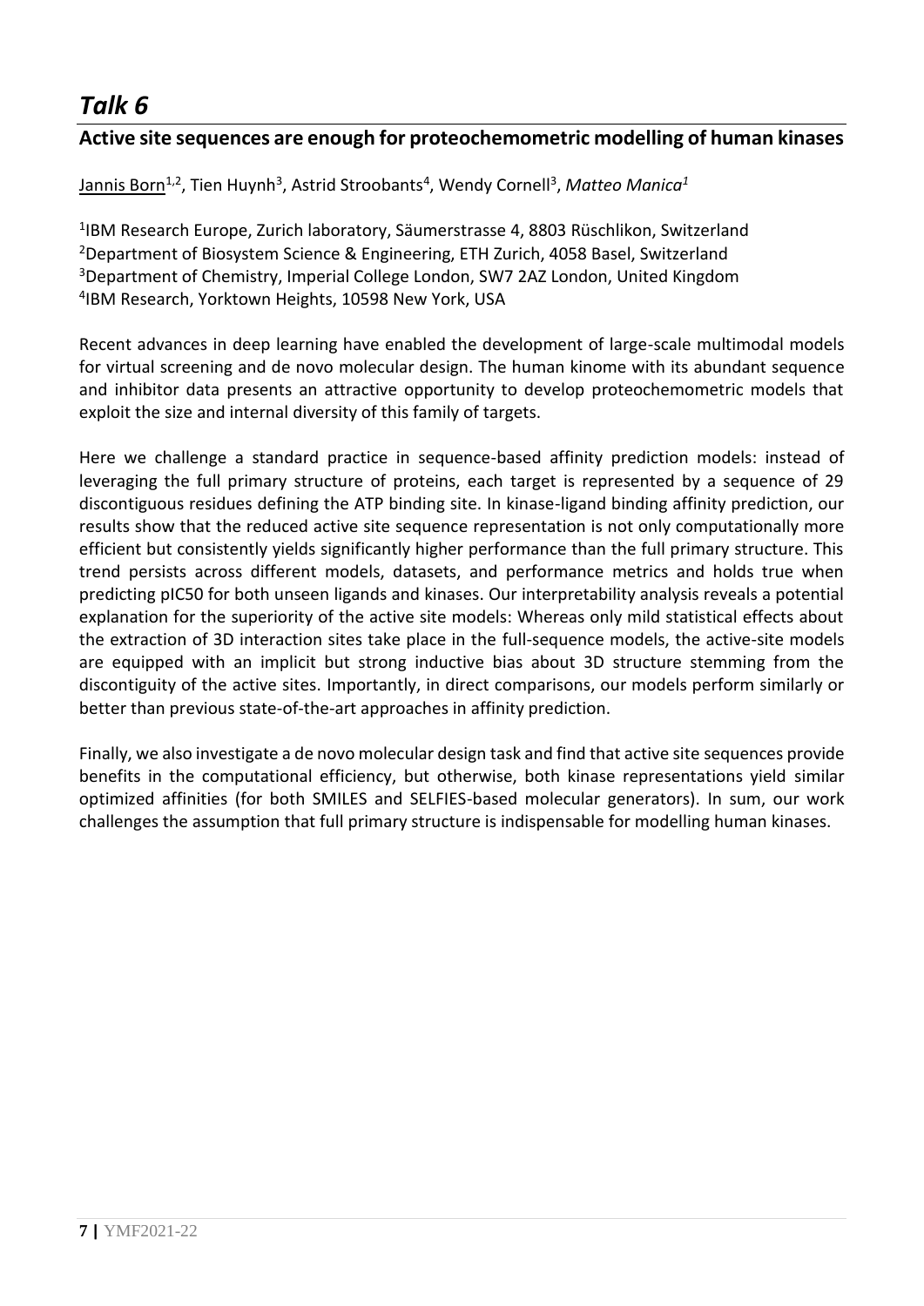# *Talk 6*

## Active site sequences are enough for proteochemometric modelling of human kinases

Jannis Born[1,2], Tien Huynh[3], Astrid Stroobants[4], Wendy Cornell[3], *Matteo Manica[1]*

[1]IBM Research Europe, Zurich laboratory, Säumerstrasse 4, 8803 Rüschlikon, Switzerland
[2]Department of Biosystem Science & Engineering, ETH Zurich, 4058 Basel, Switzerland
[3]Department of Chemistry, Imperial College London, SW7 2AZ London, United Kingdom
[4]IBM Research, Yorktown Heights, 10598 New York, USA

Recent advances in deep learning have enabled the development of large-scale multimodal models for virtual screening and de novo molecular design. The human kinome with its abundant sequence and inhibitor data presents an attractive opportunity to develop proteochemometric models that exploit the size and internal diversity of this family of targets.

Here we challenge a standard practice in sequence-based affinity prediction models: instead of leveraging the full primary structure of proteins, each target is represented by a sequence of 29 discontiguous residues defining the ATP binding site. In kinase-ligand binding affinity prediction, our results show that the reduced active site sequence representation is not only computationally more efficient but consistently yields significantly higher performance than the full primary structure. This trend persists across different models, datasets, and performance metrics and holds true when predicting pIC50 for both unseen ligands and kinases. Our interpretability analysis reveals a potential explanation for the superiority of the active site models: Whereas only mild statistical effects about the extraction of 3D interaction sites take place in the full-sequence models, the active-site models are equipped with an implicit but strong inductive bias about 3D structure stemming from the discontiguity of the active sites. Importantly, in direct comparisons, our models perform similarly or better than previous state-of-the-art approaches in affinity prediction.

Finally, we also investigate a de novo molecular design task and find that active site sequences provide benefits in the computational efficiency, but otherwise, both kinase representations yield similar optimized affinities (for both SMILES and SELFIES-based molecular generators). In sum, our work challenges the assumption that full primary structure is indispensable for modelling human kinases.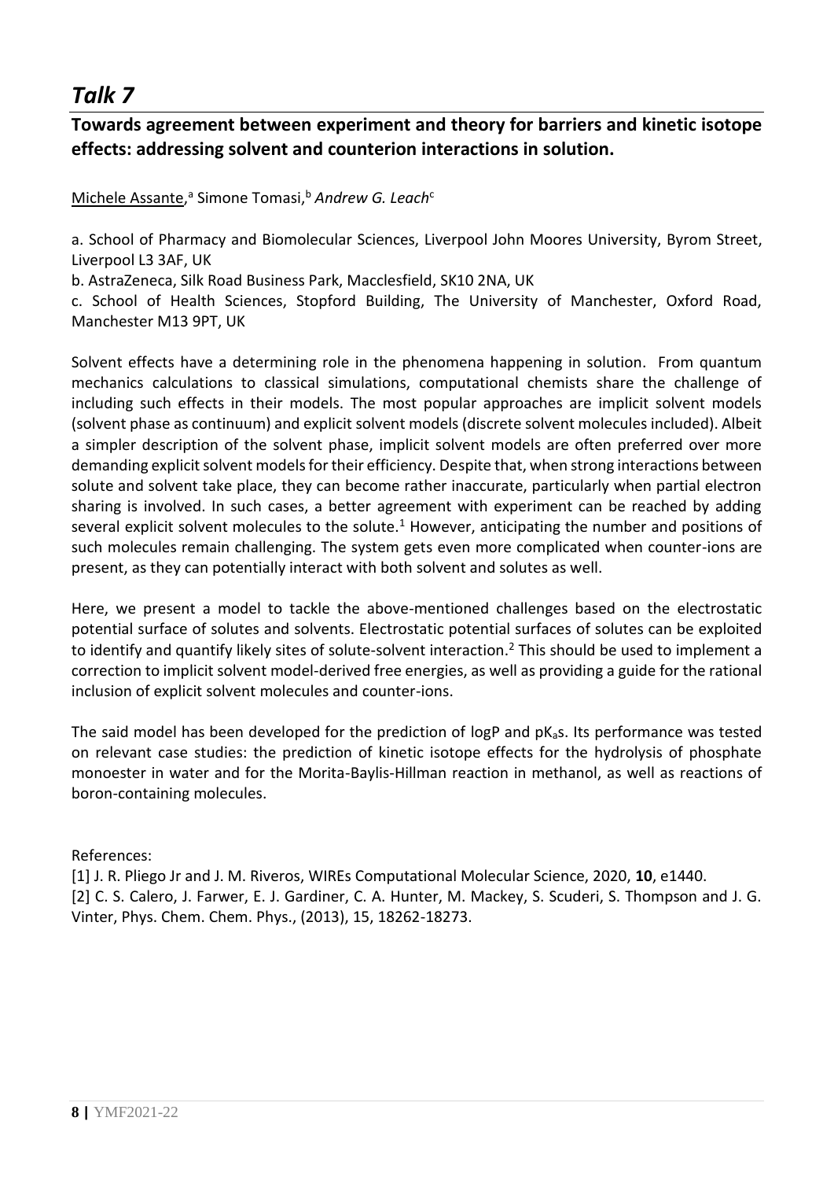# *Talk 7*

## Towards agreement between experiment and theory for barriers and kinetic isotope effects: addressing solvent and counterion interactions in solution.

Michele Assante,[a] Simone Tomasi,[b] *Andrew G. Leach*[c]

a. School of Pharmacy and Biomolecular Sciences, Liverpool John Moores University, Byrom Street, Liverpool L3 3AF, UK

b. AstraZeneca, Silk Road Business Park, Macclesfield, SK10 2NA, UK

c. School of Health Sciences, Stopford Building, The University of Manchester, Oxford Road, Manchester M13 9PT, UK

Solvent effects have a determining role in the phenomena happening in solution. From quantum mechanics calculations to classical simulations, computational chemists share the challenge of including such effects in their models. The most popular approaches are implicit solvent models (solvent phase as continuum) and explicit solvent models (discrete solvent molecules included). Albeit a simpler description of the solvent phase, implicit solvent models are often preferred over more demanding explicit solvent models for their efficiency. Despite that, when strong interactions between solute and solvent take place, they can become rather inaccurate, particularly when partial electron sharing is involved. In such cases, a better agreement with experiment can be reached by adding several explicit solvent molecules to the solute.[1] However, anticipating the number and positions of such molecules remain challenging. The system gets even more complicated when counter-ions are present, as they can potentially interact with both solvent and solutes as well.

Here, we present a model to tackle the above-mentioned challenges based on the electrostatic potential surface of solutes and solvents. Electrostatic potential surfaces of solutes can be exploited to identify and quantify likely sites of solute-solvent interaction.[2] This should be used to implement a correction to implicit solvent model-derived free energies, as well as providing a guide for the rational inclusion of explicit solvent molecules and counter-ions.

The said model has been developed for the prediction of logP and $pK_a$s. Its performance was tested on relevant case studies: the prediction of kinetic isotope effects for the hydrolysis of phosphate monoester in water and for the Morita-Baylis-Hillman reaction in methanol, as well as reactions of boron-containing molecules.

References:

[1] J. R. Pliego Jr and J. M. Riveros, WIREs Computational Molecular Science, 2020, **10**, e1440.

[2] C. S. Calero, J. Farwer, E. J. Gardiner, C. A. Hunter, M. Mackey, S. Scuderi, S. Thompson and J. G. Vinter, Phys. Chem. Chem. Phys., (2013), 15, 18262-18273.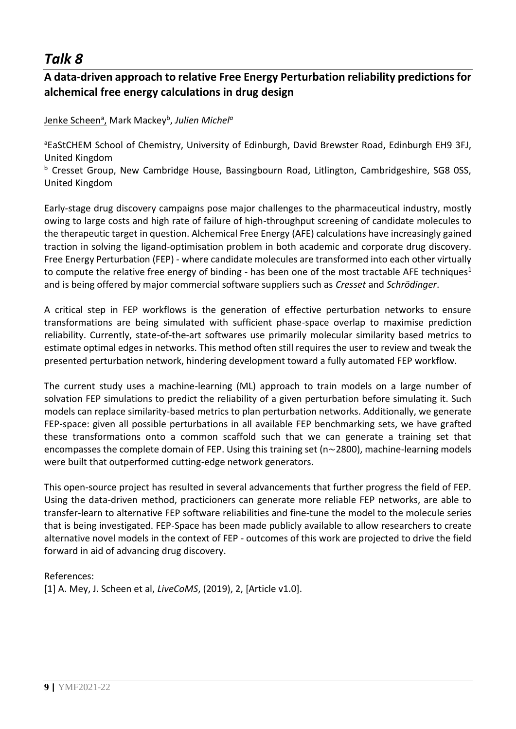# *Talk 8*

## A data-driven approach to relative Free Energy Perturbation reliability predictions for alchemical free energy calculations in drug design

Jenke Scheen[a], Mark Mackey[b], *Julien Michel[a]*

[a]EaStCHEM School of Chemistry, University of Edinburgh, David Brewster Road, Edinburgh EH9 3FJ, United Kingdom

[b] Cresset Group, New Cambridge House, Bassingbourn Road, Litlington, Cambridgeshire, SG8 0SS, United Kingdom

Early-stage drug discovery campaigns pose major challenges to the pharmaceutical industry, mostly owing to large costs and high rate of failure of high-throughput screening of candidate molecules to the therapeutic target in question. Alchemical Free Energy (AFE) calculations have increasingly gained traction in solving the ligand-optimisation problem in both academic and corporate drug discovery. Free Energy Perturbation (FEP) - where candidate molecules are transformed into each other virtually to compute the relative free energy of binding - has been one of the most tractable AFE techniques[1] and is being offered by major commercial software suppliers such as *Cresset* and *Schrödinger*.

A critical step in FEP workflows is the generation of effective perturbation networks to ensure transformations are being simulated with sufficient phase-space overlap to maximise prediction reliability. Currently, state-of-the-art softwares use primarily molecular similarity based metrics to estimate optimal edges in networks. This method often still requires the user to review and tweak the presented perturbation network, hindering development toward a fully automated FEP workflow.

The current study uses a machine-learning (ML) approach to train models on a large number of solvation FEP simulations to predict the reliability of a given perturbation before simulating it. Such models can replace similarity-based metrics to plan perturbation networks. Additionally, we generate FEP-space: given all possible perturbations in all available FEP benchmarking sets, we have grafted these transformations onto a common scaffold such that we can generate a training set that encompasses the complete domain of FEP. Using this training set (n$\sim$2800), machine-learning models were built that outperformed cutting-edge network generators.

This open-source project has resulted in several advancements that further progress the field of FEP. Using the data-driven method, practicioners can generate more reliable FEP networks, are able to transfer-learn to alternative FEP software reliabilities and fine-tune the model to the molecule series that is being investigated. FEP-Space has been made publicly available to allow researchers to create alternative novel models in the context of FEP - outcomes of this work are projected to drive the field forward in aid of advancing drug discovery.

References:
[1] A. Mey, J. Scheen et al, *LiveCoMS*, (2019), 2, [Article v1.0].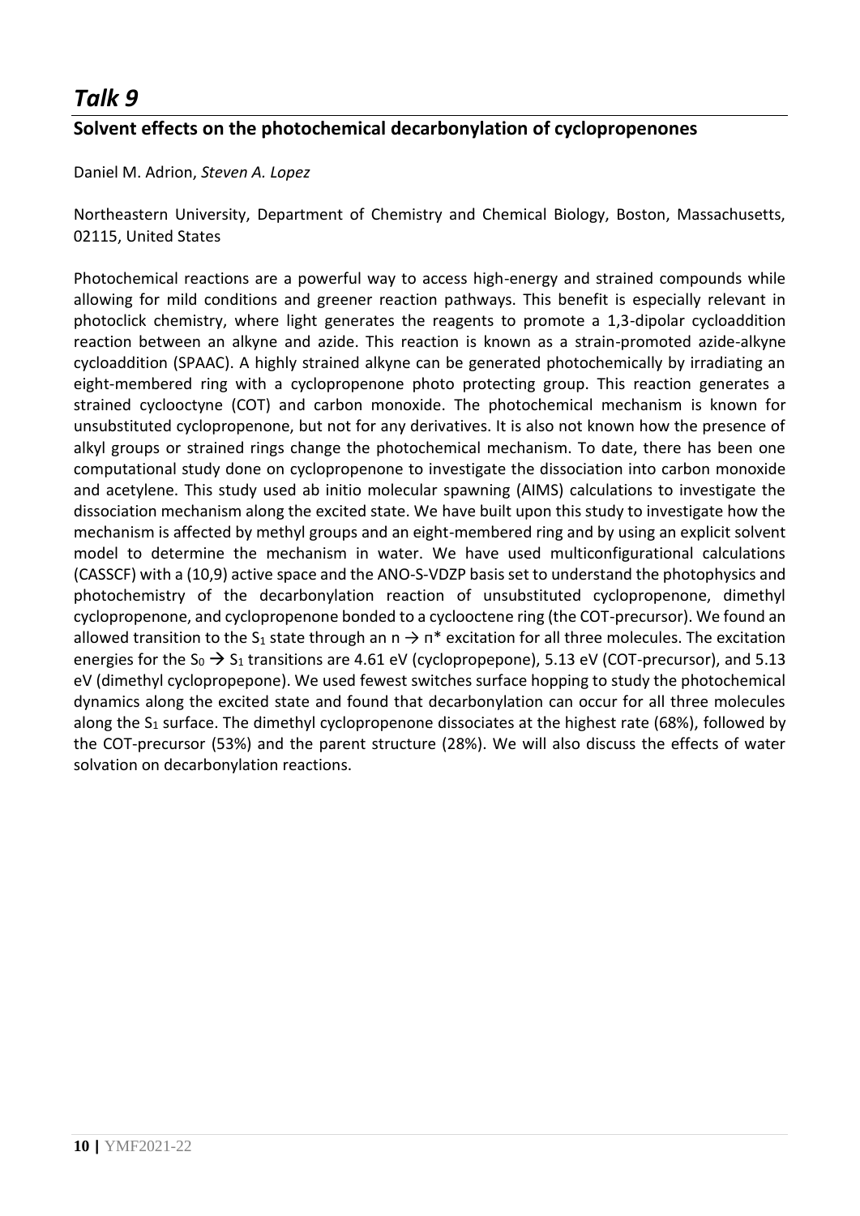# *Talk 9*

## Solvent effects on the photochemical decarbonylation of cyclopropenones

Daniel M. Adrion, *Steven A. Lopez*

Northeastern University, Department of Chemistry and Chemical Biology, Boston, Massachusetts, 02115, United States

Photochemical reactions are a powerful way to access high-energy and strained compounds while allowing for mild conditions and greener reaction pathways. This benefit is especially relevant in photoclick chemistry, where light generates the reagents to promote a 1,3-dipolar cycloaddition reaction between an alkyne and azide. This reaction is known as a strain-promoted azide-alkyne cycloaddition (SPAAC). A highly strained alkyne can be generated photochemically by irradiating an eight-membered ring with a cyclopropenone photo protecting group. This reaction generates a strained cyclooctyne (COT) and carbon monoxide. The photochemical mechanism is known for unsubstituted cyclopropenone, but not for any derivatives. It is also not known how the presence of alkyl groups or strained rings change the photochemical mechanism. To date, there has been one computational study done on cyclopropenone to investigate the dissociation into carbon monoxide and acetylene. This study used ab initio molecular spawning (AIMS) calculations to investigate the dissociation mechanism along the excited state. We have built upon this study to investigate how the mechanism is affected by methyl groups and an eight-membered ring and by using an explicit solvent model to determine the mechanism in water. We have used multiconfigurational calculations (CASSCF) with a (10,9) active space and the ANO-S-VDZP basis set to understand the photophysics and photochemistry of the decarbonylation reaction of unsubstituted cyclopropenone, dimethyl cyclopropenone, and cyclopropenone bonded to a cyclooctene ring (the COT-precursor). We found an allowed transition to the $S_1$ state through an $n \rightarrow \pi^*$ excitation for all three molecules. The excitation energies for the $S_0 \rightarrow S_1$ transitions are 4.61 eV (cyclopropepone), 5.13 eV (COT-precursor), and 5.13 eV (dimethyl cyclopropepone). We used fewest switches surface hopping to study the photochemical dynamics along the excited state and found that decarbonylation can occur for all three molecules along the $S_1$ surface. The dimethyl cyclopropenone dissociates at the highest rate (68%), followed by the COT-precursor (53%) and the parent structure (28%). We will also discuss the effects of water solvation on decarbonylation reactions.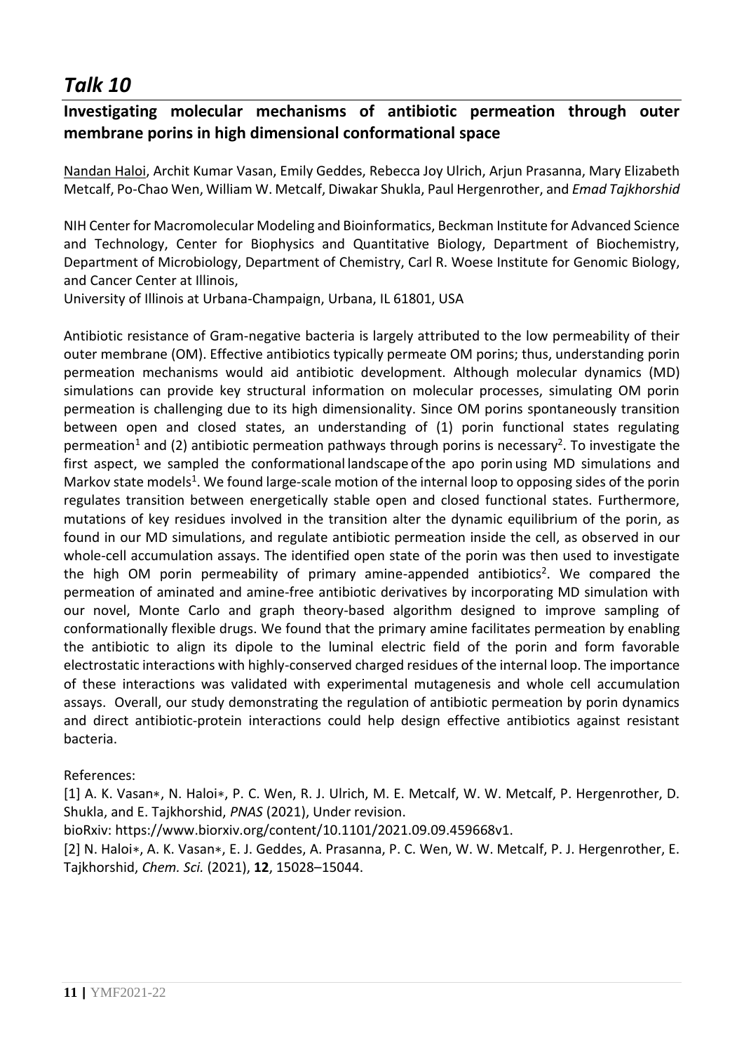# *Talk 10*

## Investigating molecular mechanisms of antibiotic permeation through outer membrane porins in high dimensional conformational space

Nandan Haloi, Archit Kumar Vasan, Emily Geddes, Rebecca Joy Ulrich, Arjun Prasanna, Mary Elizabeth Metcalf, Po-Chao Wen, William W. Metcalf, Diwakar Shukla, Paul Hergenrother, and *Emad Tajkhorshid*

NIH Center for Macromolecular Modeling and Bioinformatics, Beckman Institute for Advanced Science and Technology, Center for Biophysics and Quantitative Biology, Department of Biochemistry, Department of Microbiology, Department of Chemistry, Carl R. Woese Institute for Genomic Biology, and Cancer Center at Illinois,
University of Illinois at Urbana-Champaign, Urbana, IL 61801, USA

Antibiotic resistance of Gram-negative bacteria is largely attributed to the low permeability of their outer membrane (OM). Effective antibiotics typically permeate OM porins; thus, understanding porin permeation mechanisms would aid antibiotic development. Although molecular dynamics (MD) simulations can provide key structural information on molecular processes, simulating OM porin permeation is challenging due to its high dimensionality. Since OM porins spontaneously transition between open and closed states, an understanding of (1) porin functional states regulating permeation[1] and (2) antibiotic permeation pathways through porins is necessary[2]. To investigate the first aspect, we sampled the conformational landscape of the apo porin using MD simulations and Markov state models[1]. We found large-scale motion of the internal loop to opposing sides of the porin regulates transition between energetically stable open and closed functional states. Furthermore, mutations of key residues involved in the transition alter the dynamic equilibrium of the porin, as found in our MD simulations, and regulate antibiotic permeation inside the cell, as observed in our whole-cell accumulation assays. The identified open state of the porin was then used to investigate the high OM porin permeability of primary amine-appended antibiotics[2]. We compared the permeation of aminated and amine-free antibiotic derivatives by incorporating MD simulation with our novel, Monte Carlo and graph theory-based algorithm designed to improve sampling of conformationally flexible drugs. We found that the primary amine facilitates permeation by enabling the antibiotic to align its dipole to the luminal electric field of the porin and form favorable electrostatic interactions with highly-conserved charged residues of the internal loop. The importance of these interactions was validated with experimental mutagenesis and whole cell accumulation assays. Overall, our study demonstrating the regulation of antibiotic permeation by porin dynamics and direct antibiotic-protein interactions could help design effective antibiotics against resistant bacteria.

References:

[1] A. K. Vasan∗, N. Haloi∗, P. C. Wen, R. J. Ulrich, M. E. Metcalf, W. W. Metcalf, P. Hergenrother, D. Shukla, and E. Tajkhorshid, *PNAS* (2021), Under revision.
bioRxiv: https://www.biorxiv.org/content/10.1101/2021.09.09.459668v1.

[2] N. Haloi∗, A. K. Vasan∗, E. J. Geddes, A. Prasanna, P. C. Wen, W. W. Metcalf, P. J. Hergenrother, E. Tajkhorshid, *Chem. Sci.* (2021), **12**, 15028–15044.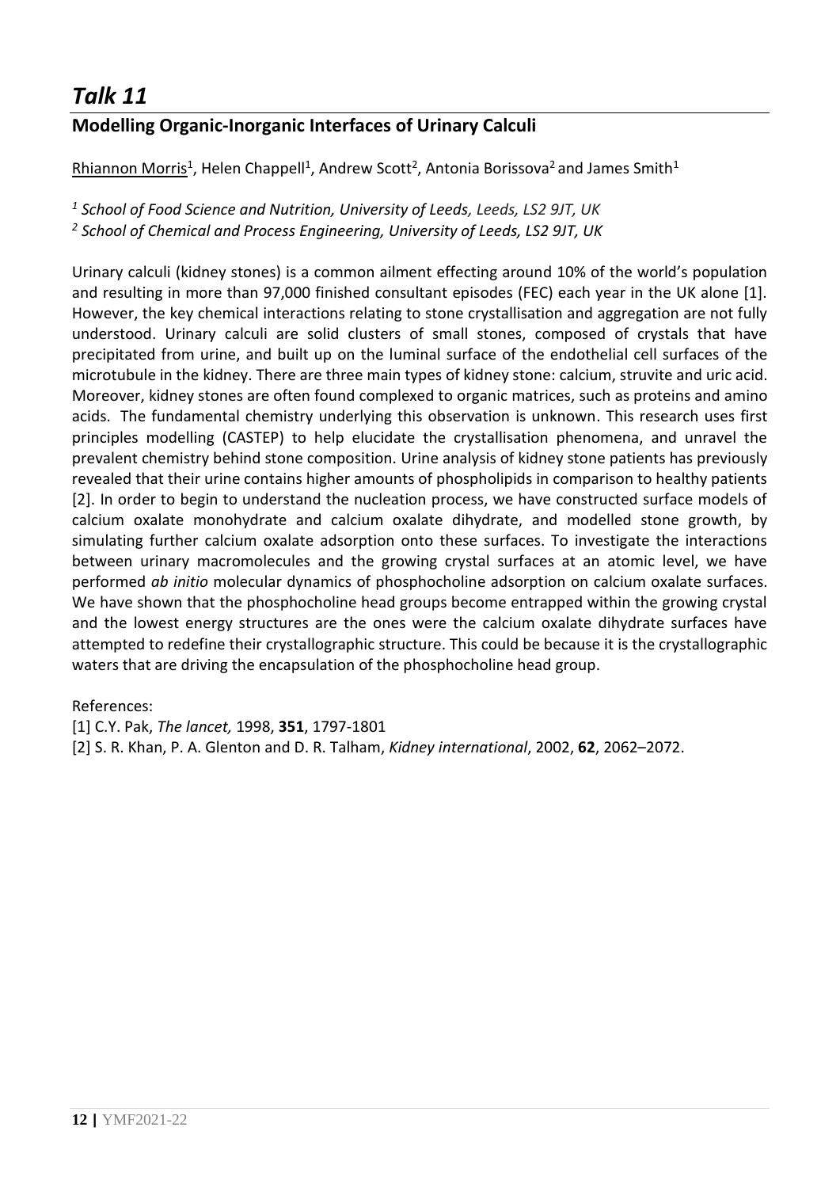# *Talk 11*

## Modelling Organic-Inorganic Interfaces of Urinary Calculi

Rhiannon Morris[1], Helen Chappell[1], Andrew Scott[2], Antonia Borissova[2] and James Smith[1]

*[1] School of Food Science and Nutrition, University of Leeds, Leeds, LS2 9JT, UK*

*[2] School of Chemical and Process Engineering, University of Leeds, LS2 9JT, UK*

Urinary calculi (kidney stones) is a common ailment effecting around 10% of the world's population and resulting in more than 97,000 finished consultant episodes (FEC) each year in the UK alone [1]. However, the key chemical interactions relating to stone crystallisation and aggregation are not fully understood. Urinary calculi are solid clusters of small stones, composed of crystals that have precipitated from urine, and built up on the luminal surface of the endothelial cell surfaces of the microtubule in the kidney. There are three main types of kidney stone: calcium, struvite and uric acid. Moreover, kidney stones are often found complexed to organic matrices, such as proteins and amino acids. The fundamental chemistry underlying this observation is unknown. This research uses first principles modelling (CASTEP) to help elucidate the crystallisation phenomena, and unravel the prevalent chemistry behind stone composition. Urine analysis of kidney stone patients has previously revealed that their urine contains higher amounts of phospholipids in comparison to healthy patients [2]. In order to begin to understand the nucleation process, we have constructed surface models of calcium oxalate monohydrate and calcium oxalate dihydrate, and modelled stone growth, by simulating further calcium oxalate adsorption onto these surfaces. To investigate the interactions between urinary macromolecules and the growing crystal surfaces at an atomic level, we have performed *ab initio* molecular dynamics of phosphocholine adsorption on calcium oxalate surfaces. We have shown that the phosphocholine head groups become entrapped within the growing crystal and the lowest energy structures are the ones were the calcium oxalate dihydrate surfaces have attempted to redefine their crystallographic structure. This could be because it is the crystallographic waters that are driving the encapsulation of the phosphocholine head group.

References:

[1] C.Y. Pak, *The lancet,* 1998, **351**, 1797-1801

[2] S. R. Khan, P. A. Glenton and D. R. Talham, *Kidney international*, 2002, **62**, 2062–2072.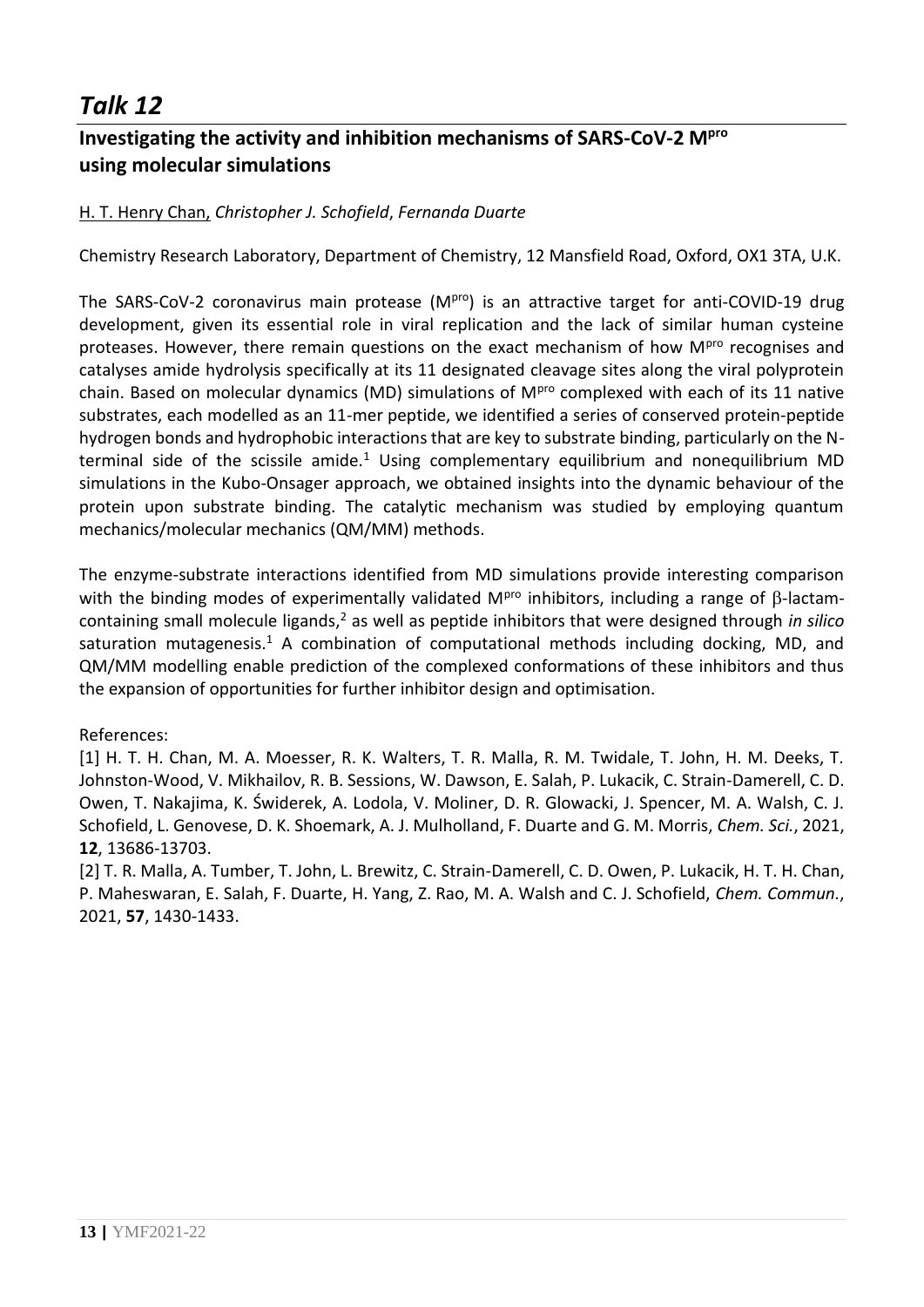# *Talk 12*

## Investigating the activity and inhibition mechanisms of SARS-CoV-2 M$^{pro}$ using molecular simulations

H. T. Henry Chan, *Christopher J. Schofield*, *Fernanda Duarte*

Chemistry Research Laboratory, Department of Chemistry, 12 Mansfield Road, Oxford, OX1 3TA, U.K.

The SARS-CoV-2 coronavirus main protease (M$^{pro}$) is an attractive target for anti-COVID-19 drug development, given its essential role in viral replication and the lack of similar human cysteine proteases. However, there remain questions on the exact mechanism of how M$^{pro}$ recognises and catalyses amide hydrolysis specifically at its 11 designated cleavage sites along the viral polyprotein chain. Based on molecular dynamics (MD) simulations of M$^{pro}$ complexed with each of its 11 native substrates, each modelled as an 11-mer peptide, we identified a series of conserved protein-peptide hydrogen bonds and hydrophobic interactions that are key to substrate binding, particularly on the N-terminal side of the scissile amide.[1] Using complementary equilibrium and nonequilibrium MD simulations in the Kubo-Onsager approach, we obtained insights into the dynamic behaviour of the protein upon substrate binding. The catalytic mechanism was studied by employing quantum mechanics/molecular mechanics (QM/MM) methods.

The enzyme-substrate interactions identified from MD simulations provide interesting comparison with the binding modes of experimentally validated M$^{pro}$ inhibitors, including a range of $\beta$-lactam-containing small molecule ligands,[2] as well as peptide inhibitors that were designed through *in silico* saturation mutagenesis.[1] A combination of computational methods including docking, MD, and QM/MM modelling enable prediction of the complexed conformations of these inhibitors and thus the expansion of opportunities for further inhibitor design and optimisation.

References:

[1] H. T. H. Chan, M. A. Moesser, R. K. Walters, T. R. Malla, R. M. Twidale, T. John, H. M. Deeks, T. Johnston-Wood, V. Mikhailov, R. B. Sessions, W. Dawson, E. Salah, P. Lukacik, C. Strain-Damerell, C. D. Owen, T. Nakajima, K. Świderek, A. Lodola, V. Moliner, D. R. Glowacki, J. Spencer, M. A. Walsh, C. J. Schofield, L. Genovese, D. K. Shoemark, A. J. Mulholland, F. Duarte and G. M. Morris, *Chem. Sci.*, 2021, **12**, 13686-13703.

[2] T. R. Malla, A. Tumber, T. John, L. Brewitz, C. Strain-Damerell, C. D. Owen, P. Lukacik, H. T. H. Chan, P. Maheswaran, E. Salah, F. Duarte, H. Yang, Z. Rao, M. A. Walsh and C. J. Schofield, *Chem. Commun.*, 2021, **57**, 1430-1433.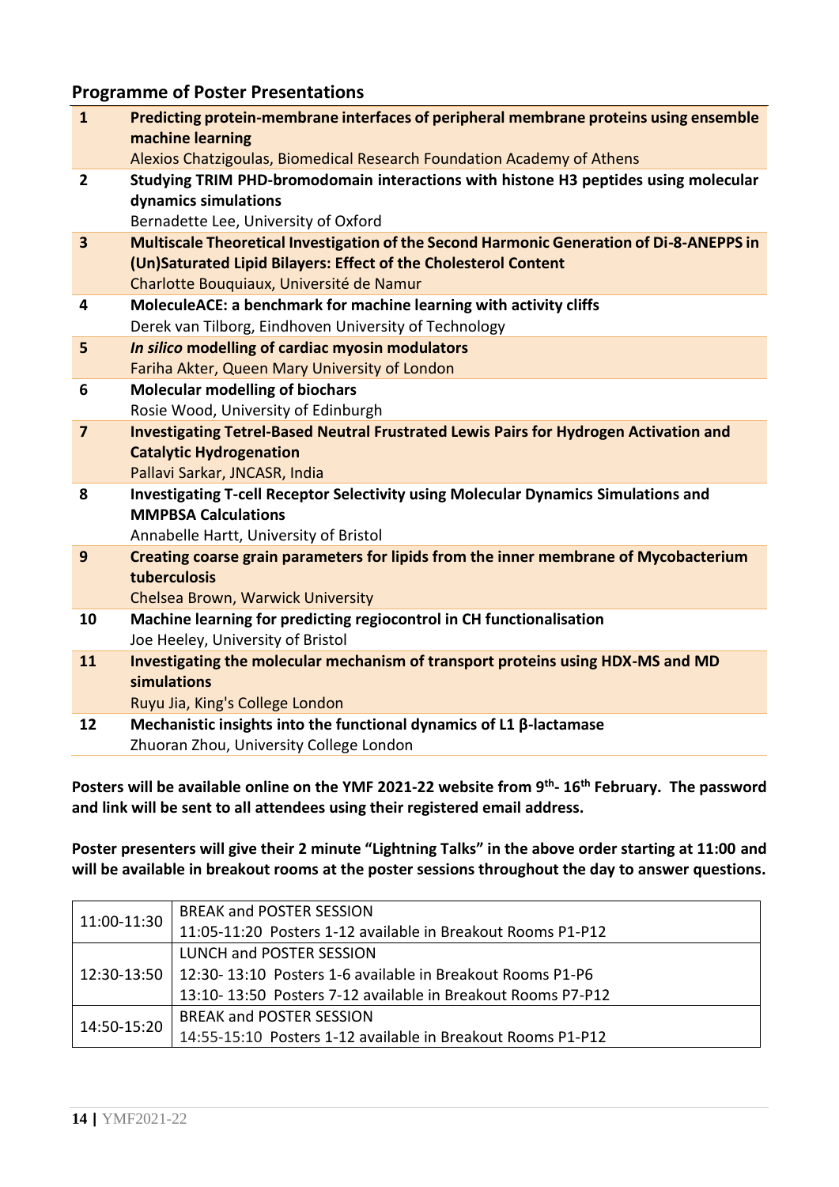## Programme of Poster Presentations

| | |
|---|---|
| **1** | **Predicting protein-membrane interfaces of peripheral membrane proteins using ensemble machine learning**<br>Alexios Chatzigoulas, Biomedical Research Foundation Academy of Athens |
| **2** | **Studying TRIM PHD-bromodomain interactions with histone H3 peptides using molecular dynamics simulations**<br>Bernadette Lee, University of Oxford |
| **3** | **Multiscale Theoretical Investigation of the Second Harmonic Generation of Di-8-ANEPPS in (Un)Saturated Lipid Bilayers: Effect of the Cholesterol Content**<br>Charlotte Bouquiaux, Université de Namur |
| **4** | **MoleculeACE: a benchmark for machine learning with activity cliffs**<br>Derek van Tilborg, Eindhoven University of Technology |
| **5** | ***In silico* modelling of cardiac myosin modulators**<br>Fariha Akter, Queen Mary University of London |
| **6** | **Molecular modelling of biochars**<br>Rosie Wood, University of Edinburgh |
| **7** | **Investigating Tetrel-Based Neutral Frustrated Lewis Pairs for Hydrogen Activation and Catalytic Hydrogenation**<br>Pallavi Sarkar, JNCASR, India |
| **8** | **Investigating T-cell Receptor Selectivity using Molecular Dynamics Simulations and MMPBSA Calculations**<br>Annabelle Hartt, University of Bristol |
| **9** | **Creating coarse grain parameters for lipids from the inner membrane of Mycobacterium tuberculosis**<br>Chelsea Brown, Warwick University |
| **10** | **Machine learning for predicting regiocontrol in CH functionalisation**<br>Joe Heeley, University of Bristol |
| **11** | **Investigating the molecular mechanism of transport proteins using HDX-MS and MD simulations**<br>Ruyu Jia, King's College London |
| **12** | **Mechanistic insights into the functional dynamics of L1 β-lactamase**<br>Zhuoran Zhou, University College London |

**Posters will be available online on the YMF 2021-22 website from 9th- 16th February. The password and link will be sent to all attendees using their registered email address.**

**Poster presenters will give their 2 minute "Lightning Talks" in the above order starting at 11:00 and will be available in breakout rooms at the poster sessions throughout the day to answer questions.**

| | |
|---|---|
| 11:00-11:30 | BREAK and POSTER SESSION<br>11:05-11:20 Posters 1-12 available in Breakout Rooms P1-P12 |
| 12:30-13:50 | LUNCH and POSTER SESSION<br>12:30- 13:10 Posters 1-6 available in Breakout Rooms P1-P6<br>13:10- 13:50 Posters 7-12 available in Breakout Rooms P7-P12 |
| 14:50-15:20 | BREAK and POSTER SESSION<br>14:55-15:10 Posters 1-12 available in Breakout Rooms P1-P12 |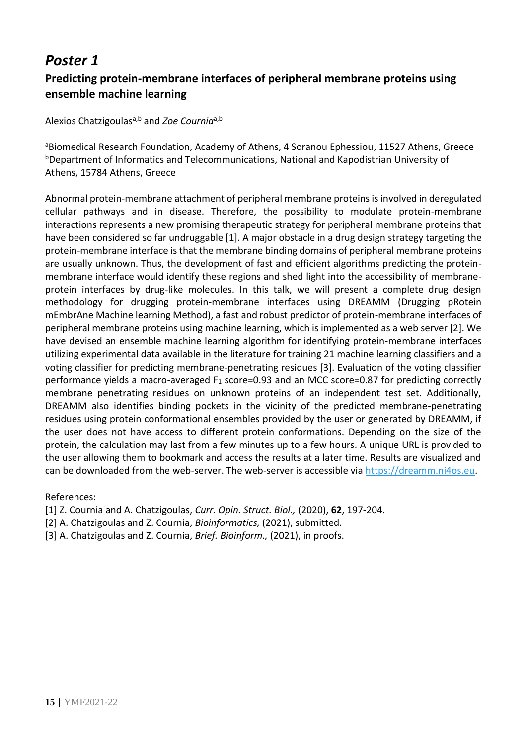# *Poster 1*

## Predicting protein-membrane interfaces of peripheral membrane proteins using ensemble machine learning

Alexios Chatzigoulas[a,b] and *Zoe Cournia*[a,b]

[a]Biomedical Research Foundation, Academy of Athens, 4 Soranou Ephessiou, 11527 Athens, Greece
[b]Department of Informatics and Telecommunications, National and Kapodistrian University of Athens, 15784 Athens, Greece

Abnormal protein-membrane attachment of peripheral membrane proteins is involved in deregulated cellular pathways and in disease. Therefore, the possibility to modulate protein-membrane interactions represents a new promising therapeutic strategy for peripheral membrane proteins that have been considered so far undruggable [1]. A major obstacle in a drug design strategy targeting the protein-membrane interface is that the membrane binding domains of peripheral membrane proteins are usually unknown. Thus, the development of fast and efficient algorithms predicting the protein-membrane interface would identify these regions and shed light into the accessibility of membrane-protein interfaces by drug-like molecules. In this talk, we will present a complete drug design methodology for drugging protein-membrane interfaces using DREAMM (Drugging pRotein mEmbrAne Machine learning Method), a fast and robust predictor of protein-membrane interfaces of peripheral membrane proteins using machine learning, which is implemented as a web server [2]. We have devised an ensemble machine learning algorithm for identifying protein-membrane interfaces utilizing experimental data available in the literature for training 21 machine learning classifiers and a voting classifier for predicting membrane-penetrating residues [3]. Evaluation of the voting classifier performance yields a macro-averaged $F_1$ score=0.93 and an MCC score=0.87 for predicting correctly membrane penetrating residues on unknown proteins of an independent test set. Additionally, DREAMM also identifies binding pockets in the vicinity of the predicted membrane-penetrating residues using protein conformational ensembles provided by the user or generated by DREAMM, if the user does not have access to different protein conformations. Depending on the size of the protein, the calculation may last from a few minutes up to a few hours. A unique URL is provided to the user allowing them to bookmark and access the results at a later time. Results are visualized and can be downloaded from the web-server. The web-server is accessible via https://dreamm.ni4os.eu.

References:
[1] Z. Cournia and A. Chatzigoulas, *Curr. Opin. Struct. Biol.,* (2020), **62**, 197-204.
[2] A. Chatzigoulas and Z. Cournia, *Bioinformatics,* (2021), submitted.
[3] A. Chatzigoulas and Z. Cournia, *Brief. Bioinform.,* (2021), in proofs.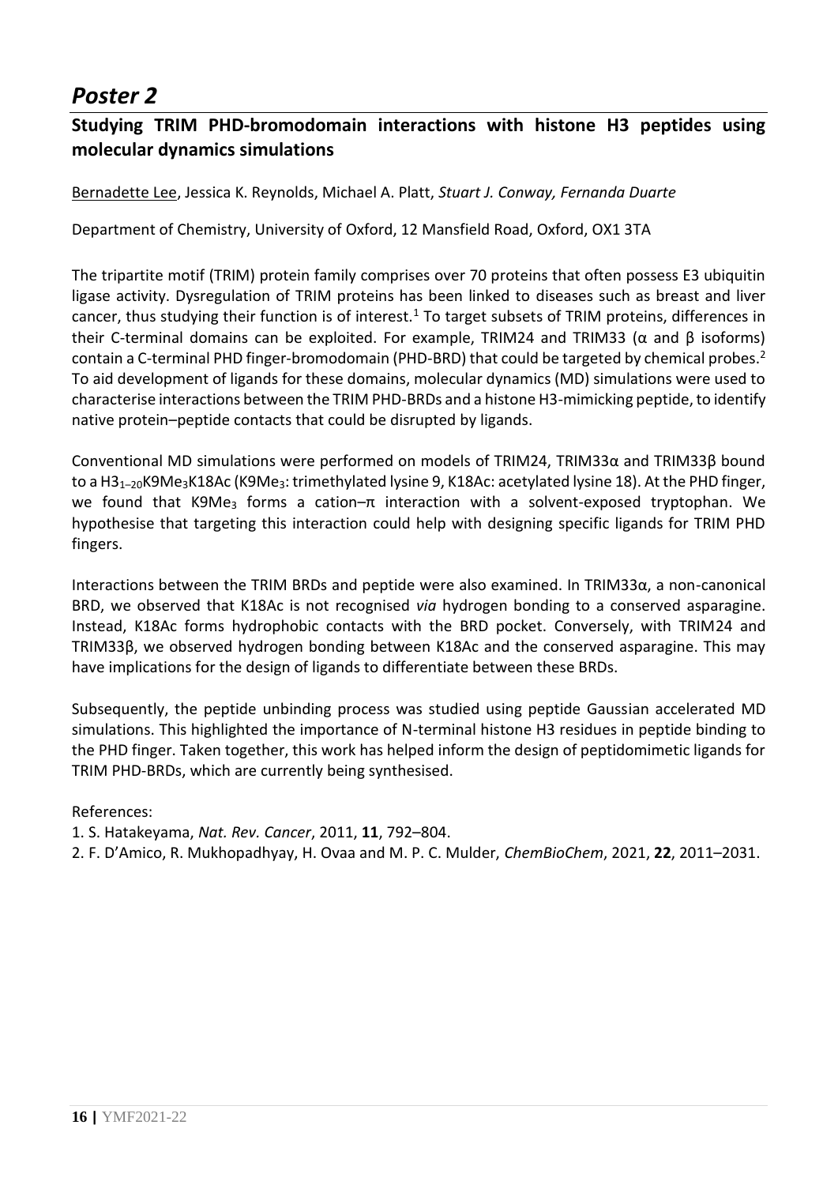# *Poster 2*

## Studying TRIM PHD-bromodomain interactions with histone H3 peptides using molecular dynamics simulations

Bernadette Lee, Jessica K. Reynolds, Michael A. Platt, *Stuart J. Conway, Fernanda Duarte*

Department of Chemistry, University of Oxford, 12 Mansfield Road, Oxford, OX1 3TA

The tripartite motif (TRIM) protein family comprises over 70 proteins that often possess E3 ubiquitin ligase activity. Dysregulation of TRIM proteins has been linked to diseases such as breast and liver cancer, thus studying their function is of interest.[1] To target subsets of TRIM proteins, differences in their C-terminal domains can be exploited. For example, TRIM24 and TRIM33 (α and β isoforms) contain a C-terminal PHD finger-bromodomain (PHD-BRD) that could be targeted by chemical probes.[2] To aid development of ligands for these domains, molecular dynamics (MD) simulations were used to characterise interactions between the TRIM PHD-BRDs and a histone H3-mimicking peptide, to identify native protein–peptide contacts that could be disrupted by ligands.

Conventional MD simulations were performed on models of TRIM24, TRIM33α and TRIM33β bound to a $H3_{1-20}K9Me_3K18Ac$ ($K9Me_3$: trimethylated lysine 9, K18Ac: acetylated lysine 18). At the PHD finger, we found that $K9Me_3$ forms a cation–π interaction with a solvent-exposed tryptophan. We hypothesise that targeting this interaction could help with designing specific ligands for TRIM PHD fingers.

Interactions between the TRIM BRDs and peptide were also examined. In TRIM33α, a non-canonical BRD, we observed that K18Ac is not recognised *via* hydrogen bonding to a conserved asparagine. Instead, K18Ac forms hydrophobic contacts with the BRD pocket. Conversely, with TRIM24 and TRIM33β, we observed hydrogen bonding between K18Ac and the conserved asparagine. This may have implications for the design of ligands to differentiate between these BRDs.

Subsequently, the peptide unbinding process was studied using peptide Gaussian accelerated MD simulations. This highlighted the importance of N-terminal histone H3 residues in peptide binding to the PHD finger. Taken together, this work has helped inform the design of peptidomimetic ligands for TRIM PHD-BRDs, which are currently being synthesised.

References:

1. S. Hatakeyama, *Nat. Rev. Cancer*, 2011, **11**, 792–804.
2. F. D'Amico, R. Mukhopadhyay, H. Ovaa and M. P. C. Mulder, *ChemBioChem*, 2021, **22**, 2011–2031.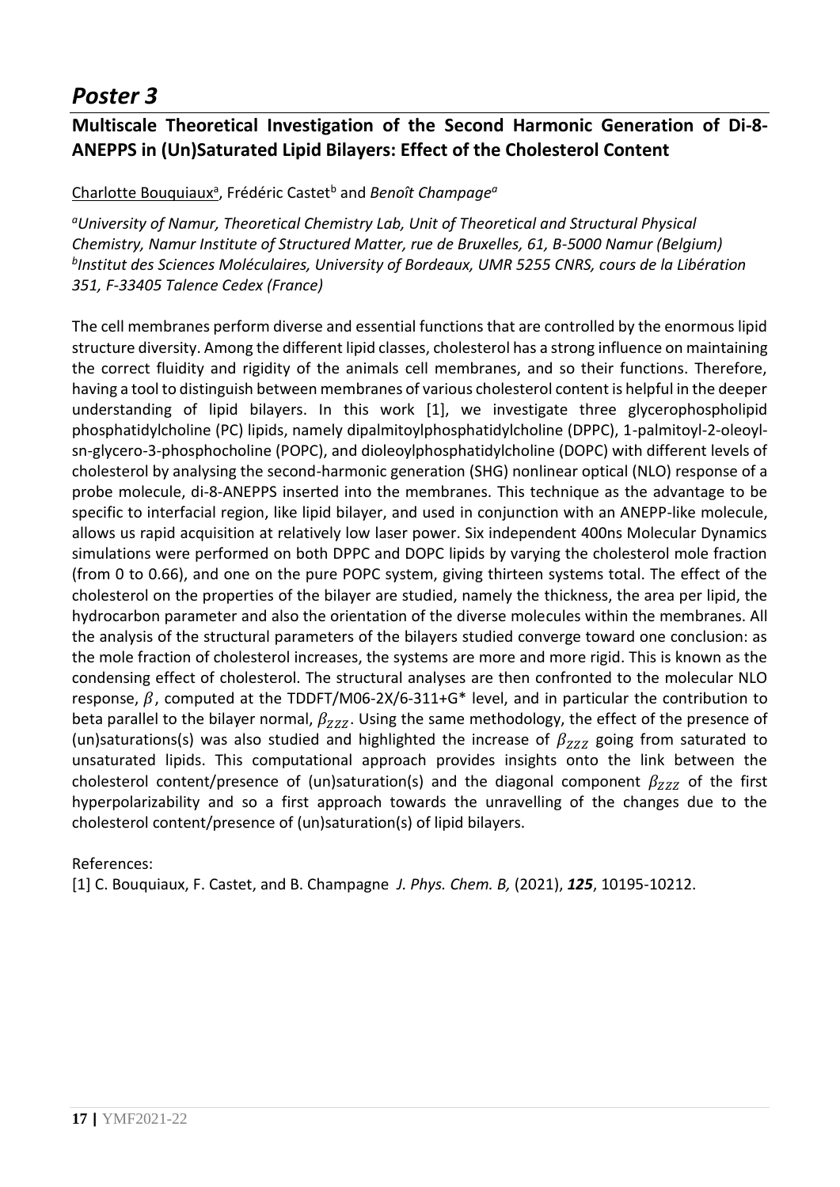# *Poster 3*

## Multiscale Theoretical Investigation of the Second Harmonic Generation of Di-8-ANEPPS in (Un)Saturated Lipid Bilayers: Effect of the Cholesterol Content

Charlotte Bouquiaux[a], Frédéric Castet[b] and *Benoît Champage[a]*

*[a]University of Namur, Theoretical Chemistry Lab, Unit of Theoretical and Structural Physical Chemistry, Namur Institute of Structured Matter, rue de Bruxelles, 61, B-5000 Namur (Belgium)*
*[b]Institut des Sciences Moléculaires, University of Bordeaux, UMR 5255 CNRS, cours de la Libération 351, F-33405 Talence Cedex (France)*

The cell membranes perform diverse and essential functions that are controlled by the enormous lipid structure diversity. Among the different lipid classes, cholesterol has a strong influence on maintaining the correct fluidity and rigidity of the animals cell membranes, and so their functions. Therefore, having a tool to distinguish between membranes of various cholesterol content is helpful in the deeper understanding of lipid bilayers. In this work [1], we investigate three glycerophospholipid phosphatidylcholine (PC) lipids, namely dipalmitoylphosphatidylcholine (DPPC), 1-palmitoyl-2-oleoyl-sn-glycero-3-phosphocholine (POPC), and dioleoylphosphatidylcholine (DOPC) with different levels of cholesterol by analysing the second-harmonic generation (SHG) nonlinear optical (NLO) response of a probe molecule, di-8-ANEPPS inserted into the membranes. This technique as the advantage to be specific to interfacial region, like lipid bilayer, and used in conjunction with an ANEPP-like molecule, allows us rapid acquisition at relatively low laser power. Six independent 400ns Molecular Dynamics simulations were performed on both DPPC and DOPC lipids by varying the cholesterol mole fraction (from 0 to 0.66), and one on the pure POPC system, giving thirteen systems total. The effect of the cholesterol on the properties of the bilayer are studied, namely the thickness, the area per lipid, the hydrocarbon parameter and also the orientation of the diverse molecules within the membranes. All the analysis of the structural parameters of the bilayers studied converge toward one conclusion: as the mole fraction of cholesterol increases, the systems are more and more rigid. This is known as the condensing effect of cholesterol. The structural analyses are then confronted to the molecular NLO response, $\beta$, computed at the TDDFT/M06-2X/6-311+G* level, and in particular the contribution to beta parallel to the bilayer normal, $\beta_{ZZZ}$. Using the same methodology, the effect of the presence of (un)saturations(s) was also studied and highlighted the increase of $\beta_{ZZZ}$ going from saturated to unsaturated lipids. This computational approach provides insights onto the link between the cholesterol content/presence of (un)saturation(s) and the diagonal component $\beta_{ZZZ}$ of the first hyperpolarizability and so a first approach towards the unravelling of the changes due to the cholesterol content/presence of (un)saturation(s) of lipid bilayers.

References:

[1] C. Bouquiaux, F. Castet, and B. Champagne *J. Phys. Chem. B,* (2021), ***125***, 10195-10212.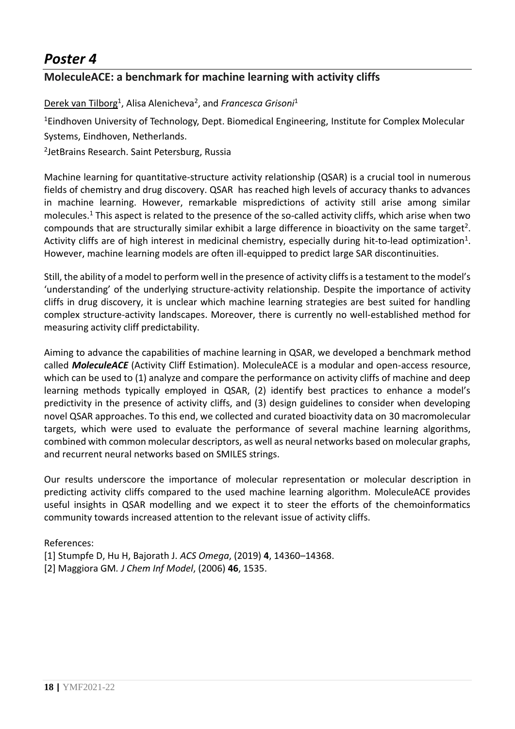# *Poster 4*

## MoleculeACE: a benchmark for machine learning with activity cliffs

Derek van Tilborg[1], Alisa Alenicheva[2], and *Francesca Grisoni*[1]

[1]Eindhoven University of Technology, Dept. Biomedical Engineering, Institute for Complex Molecular Systems, Eindhoven, Netherlands.

[2]JetBrains Research. Saint Petersburg, Russia

Machine learning for quantitative-structure activity relationship (QSAR) is a crucial tool in numerous fields of chemistry and drug discovery. QSAR has reached high levels of accuracy thanks to advances in machine learning. However, remarkable mispredictions of activity still arise among similar molecules.[1] This aspect is related to the presence of the so-called activity cliffs, which arise when two compounds that are structurally similar exhibit a large difference in bioactivity on the same target[2]. Activity cliffs are of high interest in medicinal chemistry, especially during hit-to-lead optimization[1]. However, machine learning models are often ill-equipped to predict large SAR discontinuities.

Still, the ability of a model to perform well in the presence of activity cliffs is a testament to the model's 'understanding' of the underlying structure-activity relationship. Despite the importance of activity cliffs in drug discovery, it is unclear which machine learning strategies are best suited for handling complex structure-activity landscapes. Moreover, there is currently no well-established method for measuring activity cliff predictability.

Aiming to advance the capabilities of machine learning in QSAR, we developed a benchmark method called ***MoleculeACE*** (Activity Cliff Estimation). MoleculeACE is a modular and open-access resource, which can be used to (1) analyze and compare the performance on activity cliffs of machine and deep learning methods typically employed in QSAR, (2) identify best practices to enhance a model's predictivity in the presence of activity cliffs, and (3) design guidelines to consider when developing novel QSAR approaches. To this end, we collected and curated bioactivity data on 30 macromolecular targets, which were used to evaluate the performance of several machine learning algorithms, combined with common molecular descriptors, as well as neural networks based on molecular graphs, and recurrent neural networks based on SMILES strings.

Our results underscore the importance of molecular representation or molecular description in predicting activity cliffs compared to the used machine learning algorithm. MoleculeACE provides useful insights in QSAR modelling and we expect it to steer the efforts of the chemoinformatics community towards increased attention to the relevant issue of activity cliffs.

References:

[1] Stumpfe D, Hu H, Bajorath J. *ACS Omega*, (2019) **4**, 14360–14368.

[2] Maggiora GM. *J Chem Inf Model*, (2006) **46**, 1535.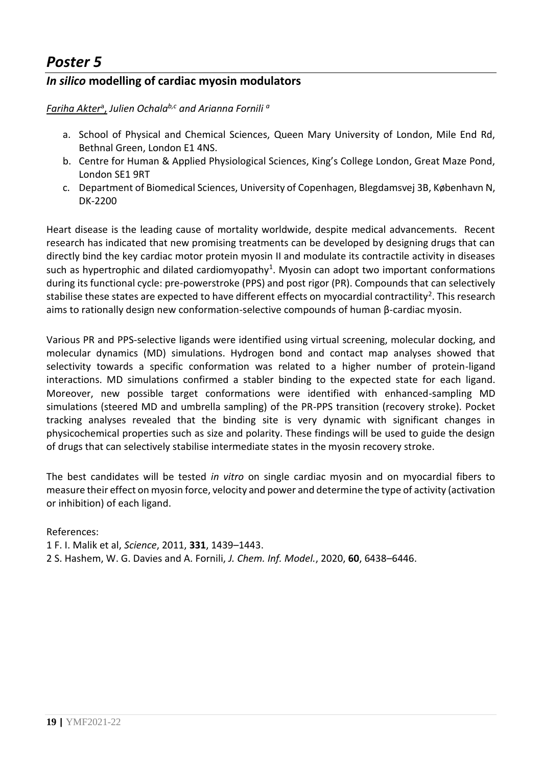# *Poster 5*

## *In silico* modelling of cardiac myosin modulators

*Fariha Akter*[a], *Julien Ochala*[b,c] *and Arianna Fornili* [a]

a. School of Physical and Chemical Sciences, Queen Mary University of London, Mile End Rd, Bethnal Green, London E1 4NS.
b. Centre for Human & Applied Physiological Sciences, King's College London, Great Maze Pond, London SE1 9RT
c. Department of Biomedical Sciences, University of Copenhagen, Blegdamsvej 3B, København N, DK-2200

Heart disease is the leading cause of mortality worldwide, despite medical advancements. Recent research has indicated that new promising treatments can be developed by designing drugs that can directly bind the key cardiac motor protein myosin II and modulate its contractile activity in diseases such as hypertrophic and dilated cardiomyopathy[1]. Myosin can adopt two important conformations during its functional cycle: pre-powerstroke (PPS) and post rigor (PR). Compounds that can selectively stabilise these states are expected to have different effects on myocardial contractility[2]. This research aims to rationally design new conformation-selective compounds of human β-cardiac myosin.

Various PR and PPS-selective ligands were identified using virtual screening, molecular docking, and molecular dynamics (MD) simulations. Hydrogen bond and contact map analyses showed that selectivity towards a specific conformation was related to a higher number of protein-ligand interactions. MD simulations confirmed a stabler binding to the expected state for each ligand. Moreover, new possible target conformations were identified with enhanced-sampling MD simulations (steered MD and umbrella sampling) of the PR-PPS transition (recovery stroke). Pocket tracking analyses revealed that the binding site is very dynamic with significant changes in physicochemical properties such as size and polarity. These findings will be used to guide the design of drugs that can selectively stabilise intermediate states in the myosin recovery stroke.

The best candidates will be tested *in vitro* on single cardiac myosin and on myocardial fibers to measure their effect on myosin force, velocity and power and determine the type of activity (activation or inhibition) of each ligand.

References:

1 F. I. Malik et al, *Science*, 2011, **331**, 1439–1443.

2 S. Hashem, W. G. Davies and A. Fornili, *J. Chem. Inf. Model.*, 2020, **60**, 6438–6446.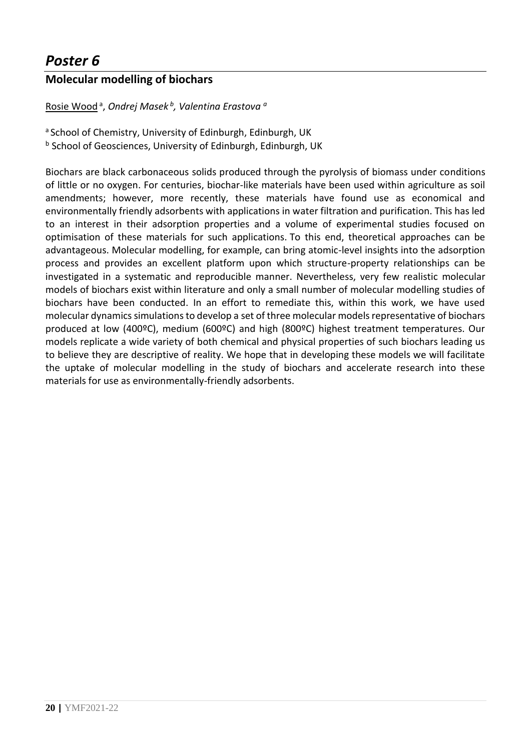# *Poster 6*

## Molecular modelling of biochars

Rosie Wood[a], *Ondrej Masek[b], Valentina Erastova[a]*

[a] School of Chemistry, University of Edinburgh, Edinburgh, UK

[b] School of Geosciences, University of Edinburgh, Edinburgh, UK

Biochars are black carbonaceous solids produced through the pyrolysis of biomass under conditions of little or no oxygen. For centuries, biochar-like materials have been used within agriculture as soil amendments; however, more recently, these materials have found use as economical and environmentally friendly adsorbents with applications in water filtration and purification. This has led to an interest in their adsorption properties and a volume of experimental studies focused on optimisation of these materials for such applications. To this end, theoretical approaches can be advantageous. Molecular modelling, for example, can bring atomic-level insights into the adsorption process and provides an excellent platform upon which structure-property relationships can be investigated in a systematic and reproducible manner. Nevertheless, very few realistic molecular models of biochars exist within literature and only a small number of molecular modelling studies of biochars have been conducted. In an effort to remediate this, within this work, we have used molecular dynamics simulations to develop a set of three molecular models representative of biochars produced at low (400ºC), medium (600ºC) and high (800ºC) highest treatment temperatures. Our models replicate a wide variety of both chemical and physical properties of such biochars leading us to believe they are descriptive of reality. We hope that in developing these models we will facilitate the uptake of molecular modelling in the study of biochars and accelerate research into these materials for use as environmentally-friendly adsorbents.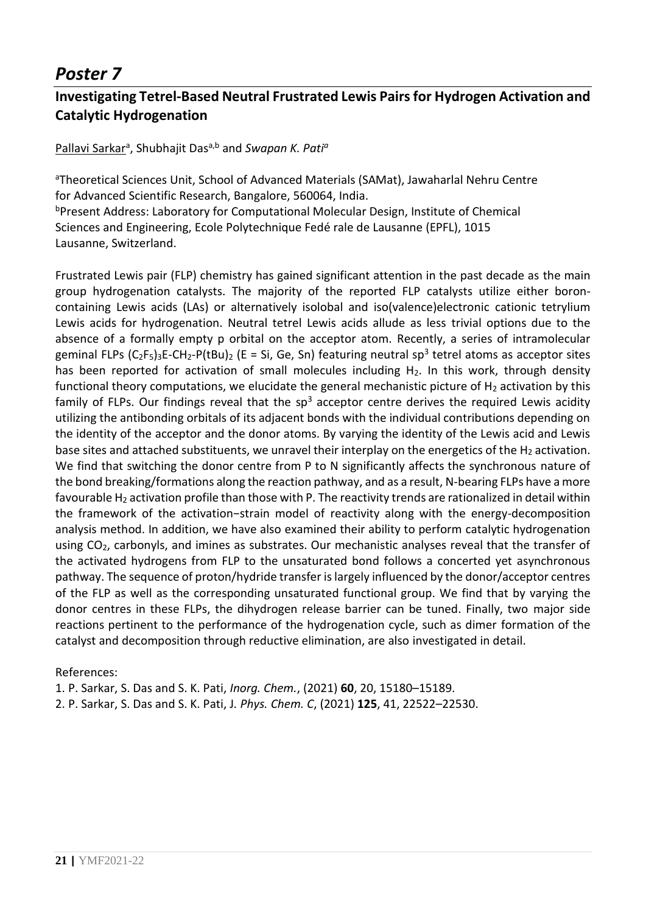# *Poster 7*

## Investigating Tetrel-Based Neutral Frustrated Lewis Pairs for Hydrogen Activation and Catalytic Hydrogenation

Pallavi Sarkar[a], Shubhajit Das[a,b] and *Swapan K. Pati[a]*

[a]Theoretical Sciences Unit, School of Advanced Materials (SAMat), Jawaharlal Nehru Centre for Advanced Scientific Research, Bangalore, 560064, India.
[b]Present Address: Laboratory for Computational Molecular Design, Institute of Chemical Sciences and Engineering, Ecole Polytechnique Fedé rale de Lausanne (EPFL), 1015 Lausanne, Switzerland.

Frustrated Lewis pair (FLP) chemistry has gained significant attention in the past decade as the main group hydrogenation catalysts. The majority of the reported FLP catalysts utilize either boron-containing Lewis acids (LAs) or alternatively isolobal and iso(valence)electronic cationic tetrylium Lewis acids for hydrogenation. Neutral tetrel Lewis acids allude as less trivial options due to the absence of a formally empty p orbital on the acceptor atom. Recently, a series of intramolecular geminal FLPs $(C_2F_5)_3E\text{-}CH_2\text{-}P(tBu)_2$ (E = Si, Ge, Sn) featuring neutral $sp^3$ tetrel atoms as acceptor sites has been reported for activation of small molecules including $H_2$. In this work, through density functional theory computations, we elucidate the general mechanistic picture of $H_2$ activation by this family of FLPs. Our findings reveal that the $sp^3$ acceptor centre derives the required Lewis acidity utilizing the antibonding orbitals of its adjacent bonds with the individual contributions depending on the identity of the acceptor and the donor atoms. By varying the identity of the Lewis acid and Lewis base sites and attached substituents, we unravel their interplay on the energetics of the $H_2$ activation. We find that switching the donor centre from P to N significantly affects the synchronous nature of the bond breaking/formations along the reaction pathway, and as a result, N-bearing FLPs have a more favourable $H_2$ activation profile than those with P. The reactivity trends are rationalized in detail within the framework of the activation−strain model of reactivity along with the energy-decomposition analysis method. In addition, we have also examined their ability to perform catalytic hydrogenation using $CO_2$, carbonyls, and imines as substrates. Our mechanistic analyses reveal that the transfer of the activated hydrogens from FLP to the unsaturated bond follows a concerted yet asynchronous pathway. The sequence of proton/hydride transfer is largely influenced by the donor/acceptor centres of the FLP as well as the corresponding unsaturated functional group. We find that by varying the donor centres in these FLPs, the dihydrogen release barrier can be tuned. Finally, two major side reactions pertinent to the performance of the hydrogenation cycle, such as dimer formation of the catalyst and decomposition through reductive elimination, are also investigated in detail.

References:

1. P. Sarkar, S. Das and S. K. Pati, *Inorg. Chem.*, (2021) **60**, 20, 15180–15189.
2. P. Sarkar, S. Das and S. K. Pati, J*. Phys. Chem. C*, (2021) **125**, 41, 22522–22530.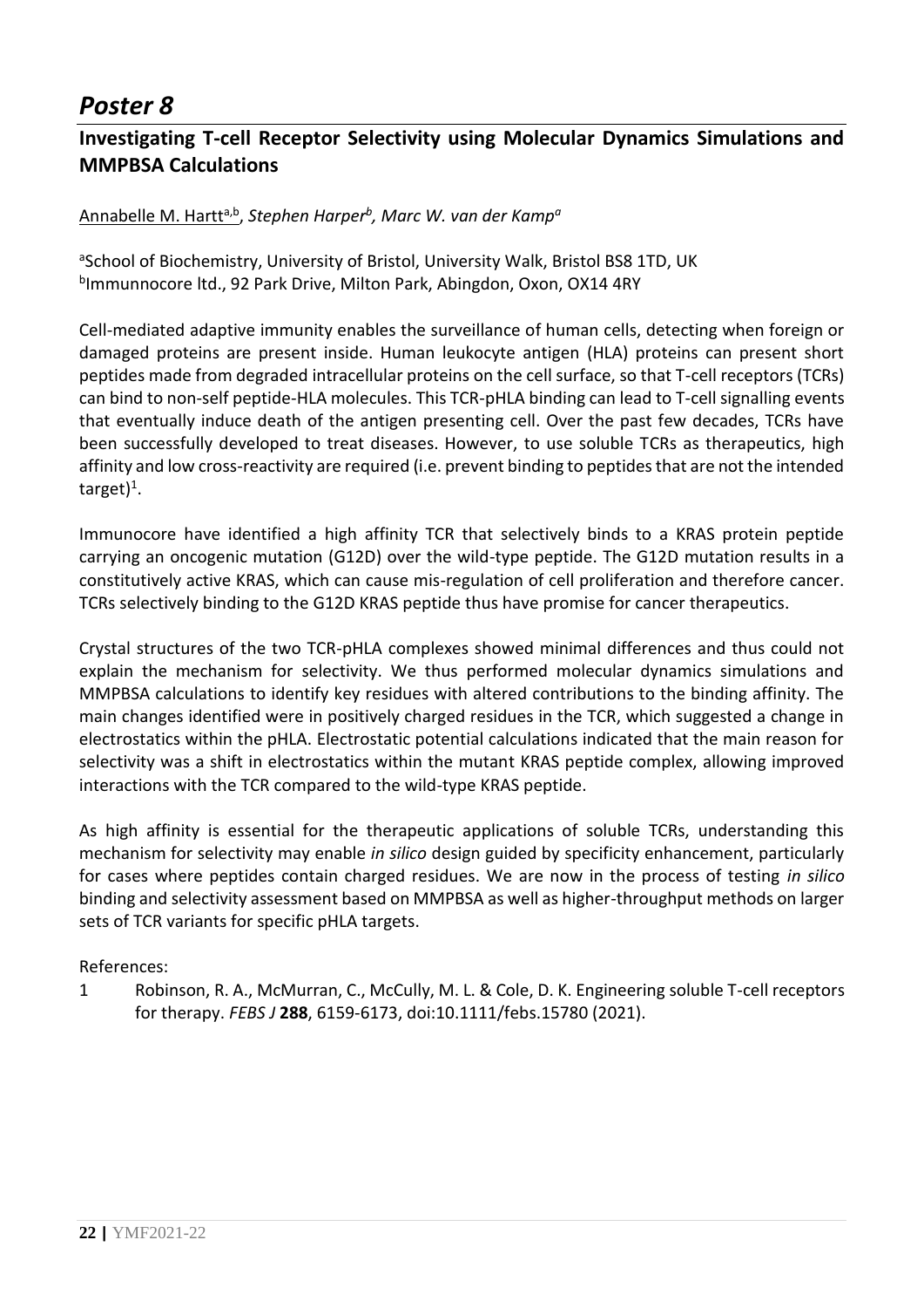# *Poster 8*

## Investigating T-cell Receptor Selectivity using Molecular Dynamics Simulations and MMPBSA Calculations

Annabelle M. Hartt[a,b], *Stephen Harper[b], Marc W. van der Kamp[a]*

[a]School of Biochemistry, University of Bristol, University Walk, Bristol BS8 1TD, UK
[b]Immunnocore ltd., 92 Park Drive, Milton Park, Abingdon, Oxon, OX14 4RY

Cell-mediated adaptive immunity enables the surveillance of human cells, detecting when foreign or damaged proteins are present inside. Human leukocyte antigen (HLA) proteins can present short peptides made from degraded intracellular proteins on the cell surface, so that T-cell receptors (TCRs) can bind to non-self peptide-HLA molecules. This TCR-pHLA binding can lead to T-cell signalling events that eventually induce death of the antigen presenting cell. Over the past few decades, TCRs have been successfully developed to treat diseases. However, to use soluble TCRs as therapeutics, high affinity and low cross-reactivity are required (i.e. prevent binding to peptides that are not the intended target)[1].

Immunocore have identified a high affinity TCR that selectively binds to a KRAS protein peptide carrying an oncogenic mutation (G12D) over the wild-type peptide. The G12D mutation results in a constitutively active KRAS, which can cause mis-regulation of cell proliferation and therefore cancer. TCRs selectively binding to the G12D KRAS peptide thus have promise for cancer therapeutics.

Crystal structures of the two TCR-pHLA complexes showed minimal differences and thus could not explain the mechanism for selectivity. We thus performed molecular dynamics simulations and MMPBSA calculations to identify key residues with altered contributions to the binding affinity. The main changes identified were in positively charged residues in the TCR, which suggested a change in electrostatics within the pHLA. Electrostatic potential calculations indicated that the main reason for selectivity was a shift in electrostatics within the mutant KRAS peptide complex, allowing improved interactions with the TCR compared to the wild-type KRAS peptide.

As high affinity is essential for the therapeutic applications of soluble TCRs, understanding this mechanism for selectivity may enable *in silico* design guided by specificity enhancement, particularly for cases where peptides contain charged residues. We are now in the process of testing *in silico* binding and selectivity assessment based on MMPBSA as well as higher-throughput methods on larger sets of TCR variants for specific pHLA targets.

References:

1. Robinson, R. A., McMurran, C., McCully, M. L. & Cole, D. K. Engineering soluble T-cell receptors for therapy. *FEBS J* **288**, 6159-6173, doi:10.1111/febs.15780 (2021).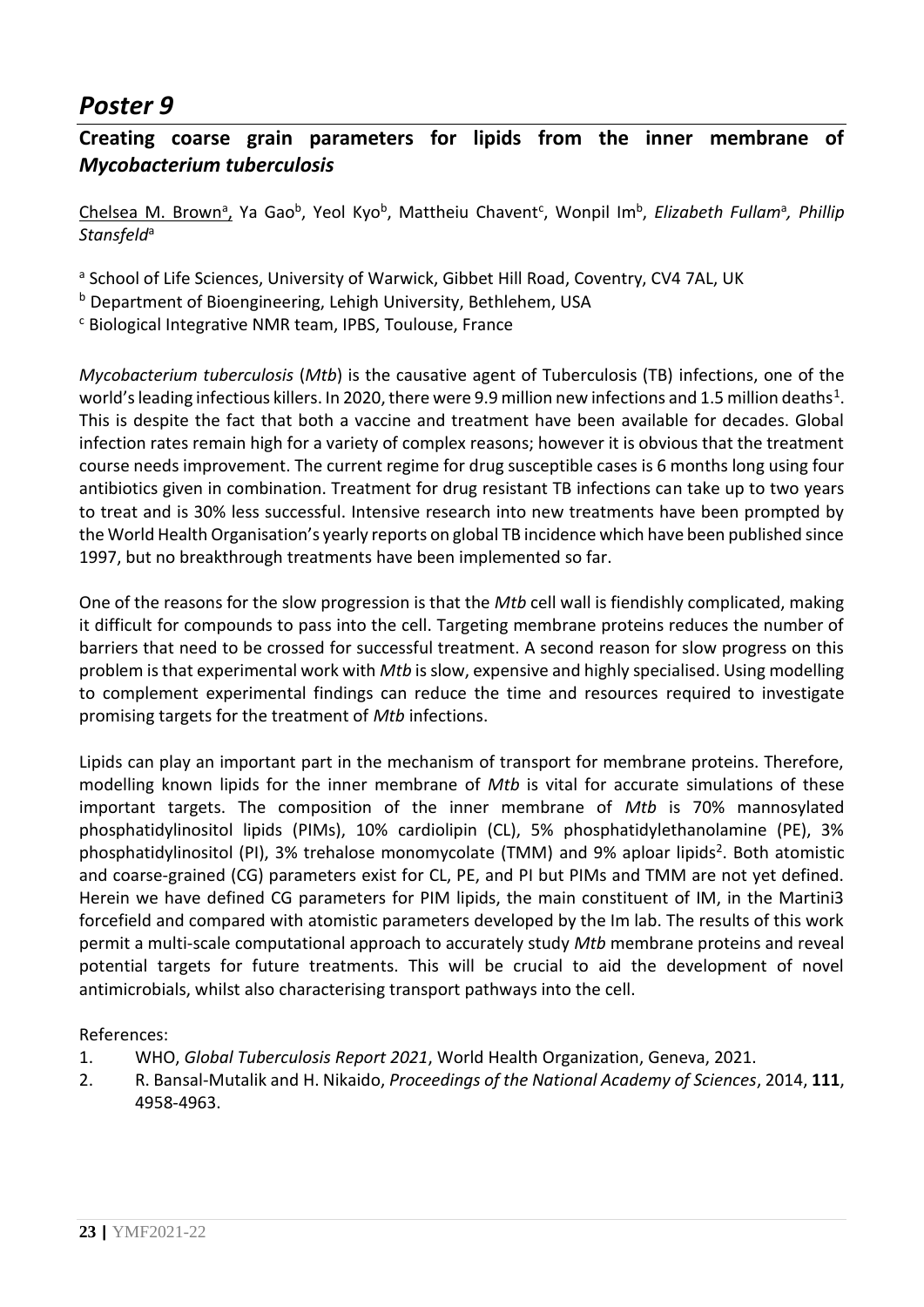# *Poster 9*

## Creating coarse grain parameters for lipids from the inner membrane of *Mycobacterium tuberculosis*

Chelsea M. Brown[a], Ya Gao[b], Yeol Kyo[b], Mattheiu Chavent[c], Wonpil Im[b], *Elizabeth Fullam*[a], *Phillip Stansfeld*[a]

[a] School of Life Sciences, University of Warwick, Gibbet Hill Road, Coventry, CV4 7AL, UK

[b] Department of Bioengineering, Lehigh University, Bethlehem, USA

[c] Biological Integrative NMR team, IPBS, Toulouse, France

*Mycobacterium tuberculosis* (*Mtb*) is the causative agent of Tuberculosis (TB) infections, one of the world's leading infectious killers. In 2020, there were 9.9 million new infections and 1.5 million deaths[1]. This is despite the fact that both a vaccine and treatment have been available for decades. Global infection rates remain high for a variety of complex reasons; however it is obvious that the treatment course needs improvement. The current regime for drug susceptible cases is 6 months long using four antibiotics given in combination. Treatment for drug resistant TB infections can take up to two years to treat and is 30% less successful. Intensive research into new treatments have been prompted by the World Health Organisation's yearly reports on global TB incidence which have been published since 1997, but no breakthrough treatments have been implemented so far.

One of the reasons for the slow progression is that the *Mtb* cell wall is fiendishly complicated, making it difficult for compounds to pass into the cell. Targeting membrane proteins reduces the number of barriers that need to be crossed for successful treatment. A second reason for slow progress on this problem is that experimental work with *Mtb* is slow, expensive and highly specialised. Using modelling to complement experimental findings can reduce the time and resources required to investigate promising targets for the treatment of *Mtb* infections.

Lipids can play an important part in the mechanism of transport for membrane proteins. Therefore, modelling known lipids for the inner membrane of *Mtb* is vital for accurate simulations of these important targets. The composition of the inner membrane of *Mtb* is 70% mannosylated phosphatidylinositol lipids (PIMs), 10% cardiolipin (CL), 5% phosphatidylethanolamine (PE), 3% phosphatidylinositol (PI), 3% trehalose monomycolate (TMM) and 9% aploar lipids[2]. Both atomistic and coarse-grained (CG) parameters exist for CL, PE, and PI but PIMs and TMM are not yet defined. Herein we have defined CG parameters for PIM lipids, the main constituent of IM, in the Martini3 forcefield and compared with atomistic parameters developed by the Im lab. The results of this work permit a multi-scale computational approach to accurately study *Mtb* membrane proteins and reveal potential targets for future treatments. This will be crucial to aid the development of novel antimicrobials, whilst also characterising transport pathways into the cell.

References:

1. WHO, *Global Tuberculosis Report 2021*, World Health Organization, Geneva, 2021.
2. R. Bansal-Mutalik and H. Nikaido, *Proceedings of the National Academy of Sciences*, 2014, **111**, 4958-4963.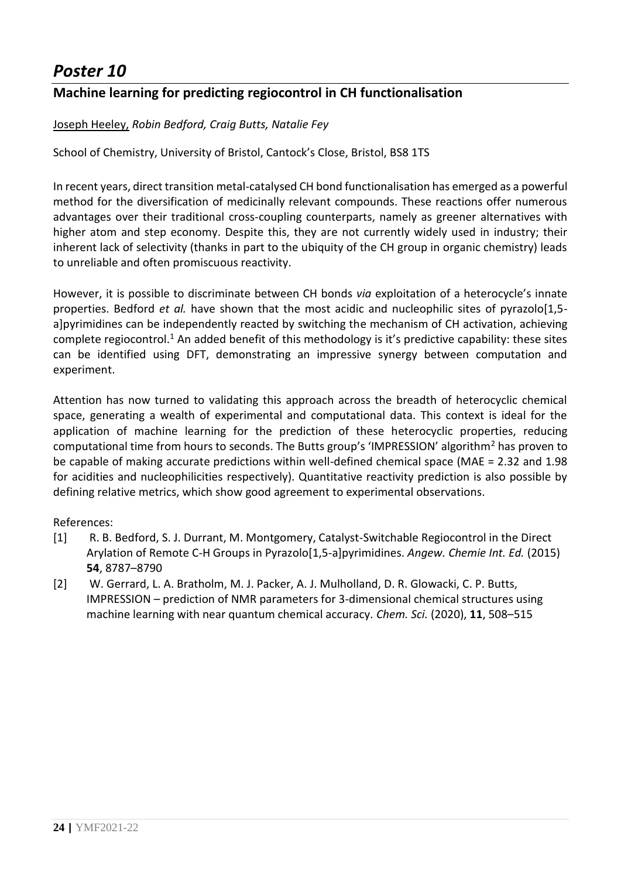# *Poster 10*

## Machine learning for predicting regiocontrol in CH functionalisation

Joseph Heeley, *Robin Bedford, Craig Butts, Natalie Fey*

School of Chemistry, University of Bristol, Cantock's Close, Bristol, BS8 1TS

In recent years, direct transition metal-catalysed CH bond functionalisation has emerged as a powerful method for the diversification of medicinally relevant compounds. These reactions offer numerous advantages over their traditional cross-coupling counterparts, namely as greener alternatives with higher atom and step economy. Despite this, they are not currently widely used in industry; their inherent lack of selectivity (thanks in part to the ubiquity of the CH group in organic chemistry) leads to unreliable and often promiscuous reactivity.

However, it is possible to discriminate between CH bonds *via* exploitation of a heterocycle's innate properties. Bedford *et al.* have shown that the most acidic and nucleophilic sites of pyrazolo[1,5-a]pyrimidines can be independently reacted by switching the mechanism of CH activation, achieving complete regiocontrol.[1] An added benefit of this methodology is it's predictive capability: these sites can be identified using DFT, demonstrating an impressive synergy between computation and experiment.

Attention has now turned to validating this approach across the breadth of heterocyclic chemical space, generating a wealth of experimental and computational data. This context is ideal for the application of machine learning for the prediction of these heterocyclic properties, reducing computational time from hours to seconds. The Butts group's 'IMPRESSION' algorithm[2] has proven to be capable of making accurate predictions within well-defined chemical space (MAE = 2.32 and 1.98 for acidities and nucleophilicities respectively). Quantitative reactivity prediction is also possible by defining relative metrics, which show good agreement to experimental observations.

References:

[1] R. B. Bedford, S. J. Durrant, M. Montgomery, Catalyst-Switchable Regiocontrol in the Direct Arylation of Remote C-H Groups in Pyrazolo[1,5-a]pyrimidines. *Angew. Chemie Int. Ed.* (2015) **54**, 8787–8790

[2] W. Gerrard, L. A. Bratholm, M. J. Packer, A. J. Mulholland, D. R. Glowacki, C. P. Butts, IMPRESSION – prediction of NMR parameters for 3-dimensional chemical structures using machine learning with near quantum chemical accuracy. *Chem. Sci.* (2020), **11**, 508–515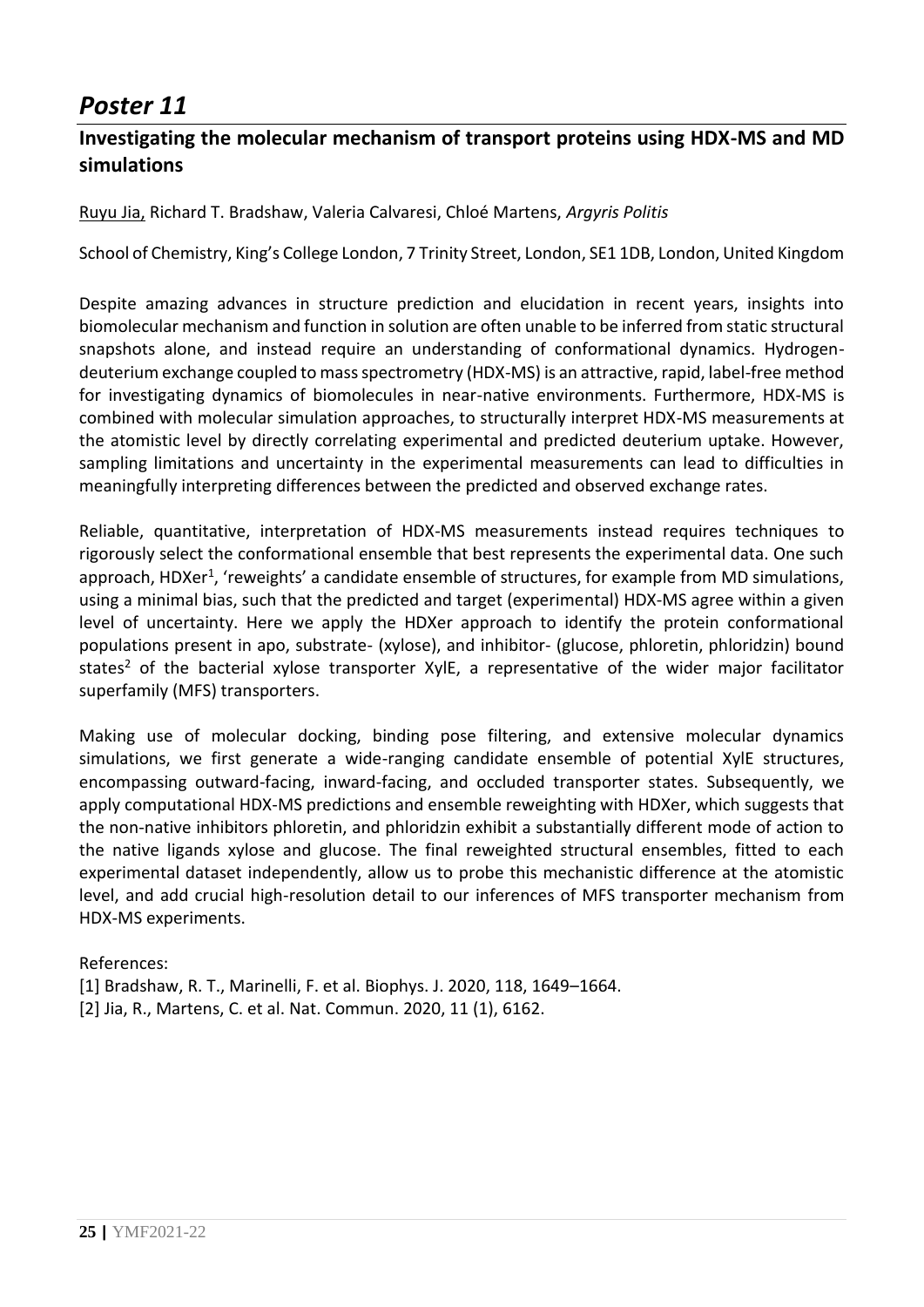# *Poster 11*

## Investigating the molecular mechanism of transport proteins using HDX-MS and MD simulations

Ruyu Jia, Richard T. Bradshaw, Valeria Calvaresi, Chloé Martens, *Argyris Politis*

School of Chemistry, King's College London, 7 Trinity Street, London, SE1 1DB, London, United Kingdom

Despite amazing advances in structure prediction and elucidation in recent years, insights into biomolecular mechanism and function in solution are often unable to be inferred from static structural snapshots alone, and instead require an understanding of conformational dynamics. Hydrogen-deuterium exchange coupled to mass spectrometry (HDX-MS) is an attractive, rapid, label-free method for investigating dynamics of biomolecules in near-native environments. Furthermore, HDX-MS is combined with molecular simulation approaches, to structurally interpret HDX-MS measurements at the atomistic level by directly correlating experimental and predicted deuterium uptake. However, sampling limitations and uncertainty in the experimental measurements can lead to difficulties in meaningfully interpreting differences between the predicted and observed exchange rates.

Reliable, quantitative, interpretation of HDX-MS measurements instead requires techniques to rigorously select the conformational ensemble that best represents the experimental data. One such approach, HDXer[1], 'reweights' a candidate ensemble of structures, for example from MD simulations, using a minimal bias, such that the predicted and target (experimental) HDX-MS agree within a given level of uncertainty. Here we apply the HDXer approach to identify the protein conformational populations present in apo, substrate- (xylose), and inhibitor- (glucose, phloretin, phloridzin) bound states[2] of the bacterial xylose transporter XylE, a representative of the wider major facilitator superfamily (MFS) transporters.

Making use of molecular docking, binding pose filtering, and extensive molecular dynamics simulations, we first generate a wide-ranging candidate ensemble of potential XylE structures, encompassing outward-facing, inward-facing, and occluded transporter states. Subsequently, we apply computational HDX-MS predictions and ensemble reweighting with HDXer, which suggests that the non-native inhibitors phloretin, and phloridzin exhibit a substantially different mode of action to the native ligands xylose and glucose. The final reweighted structural ensembles, fitted to each experimental dataset independently, allow us to probe this mechanistic difference at the atomistic level, and add crucial high-resolution detail to our inferences of MFS transporter mechanism from HDX-MS experiments.

References:

[1] Bradshaw, R. T., Marinelli, F. et al. Biophys. J. 2020, 118, 1649–1664.

[2] Jia, R., Martens, C. et al. Nat. Commun. 2020, 11 (1), 6162.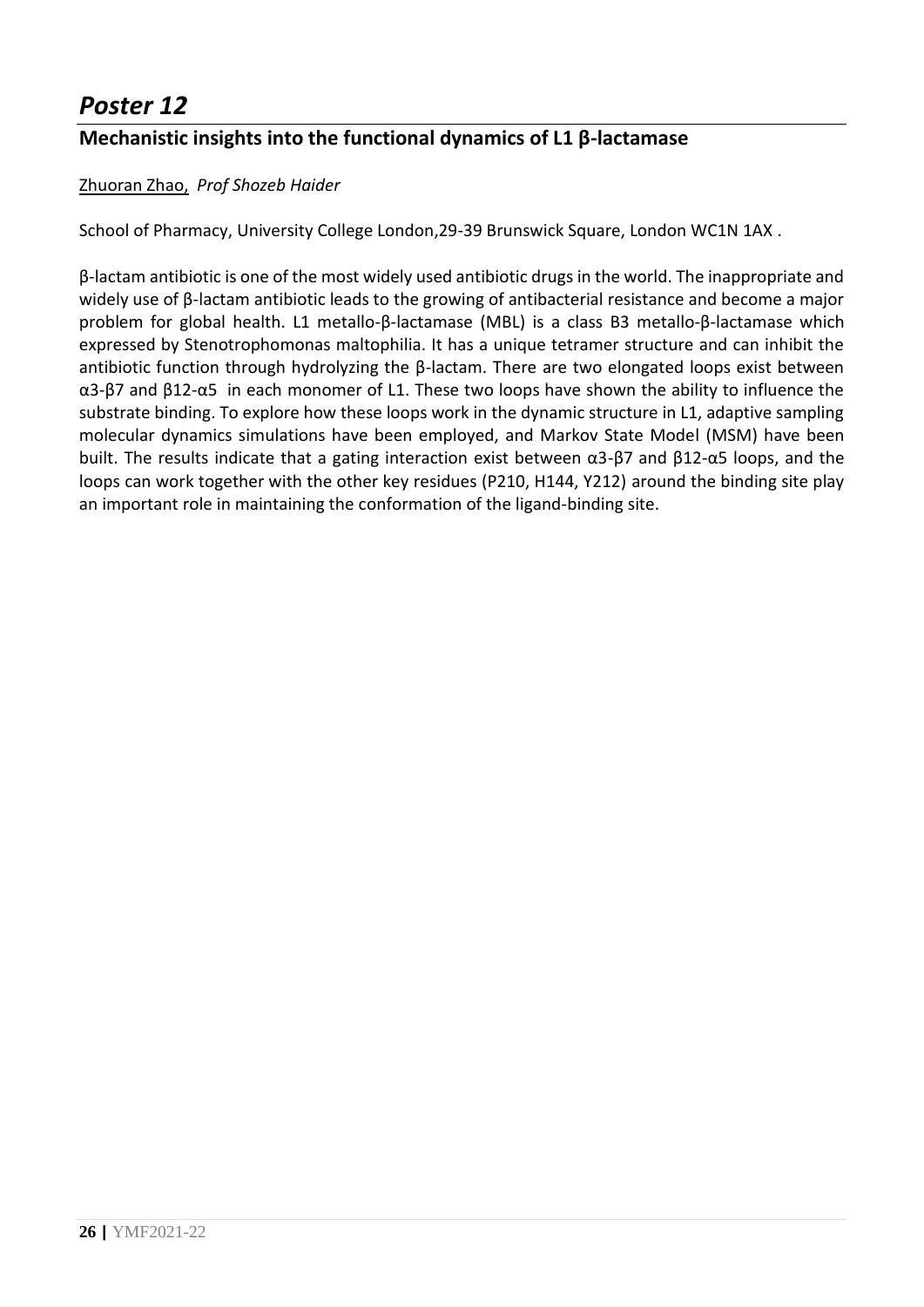# *Poster 12*

## Mechanistic insights into the functional dynamics of L1 β-lactamase

Zhuoran Zhao, *Prof Shozeb Haider*

School of Pharmacy, University College London,29-39 Brunswick Square, London WC1N 1AX .

β-lactam antibiotic is one of the most widely used antibiotic drugs in the world. The inappropriate and widely use of β-lactam antibiotic leads to the growing of antibacterial resistance and become a major problem for global health. L1 metallo-β-lactamase (MBL) is a class B3 metallo-β-lactamase which expressed by Stenotrophomonas maltophilia. It has a unique tetramer structure and can inhibit the antibiotic function through hydrolyzing the β-lactam. There are two elongated loops exist between α3-β7 and β12-α5 in each monomer of L1. These two loops have shown the ability to influence the substrate binding. To explore how these loops work in the dynamic structure in L1, adaptive sampling molecular dynamics simulations have been employed, and Markov State Model (MSM) have been built. The results indicate that a gating interaction exist between α3-β7 and β12-α5 loops, and the loops can work together with the other key residues (P210, H144, Y212) around the binding site play an important role in maintaining the conformation of the ligand-binding site.